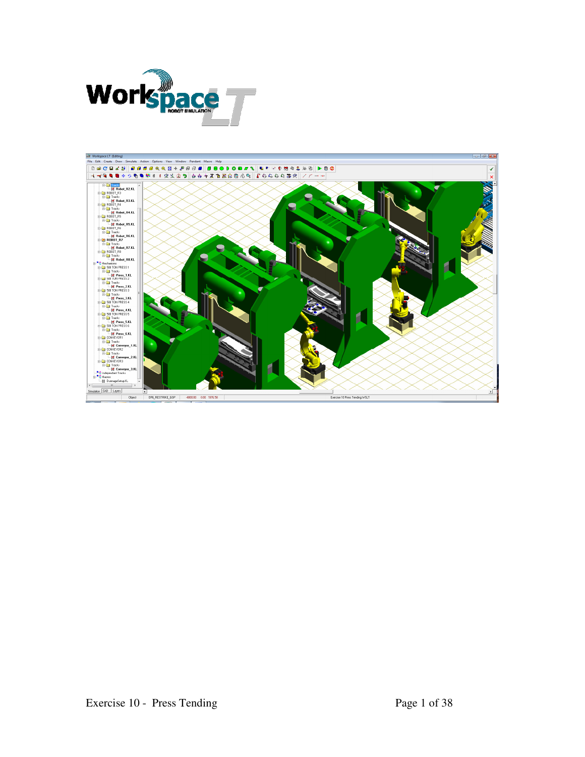# Exercise 10 - Press Tending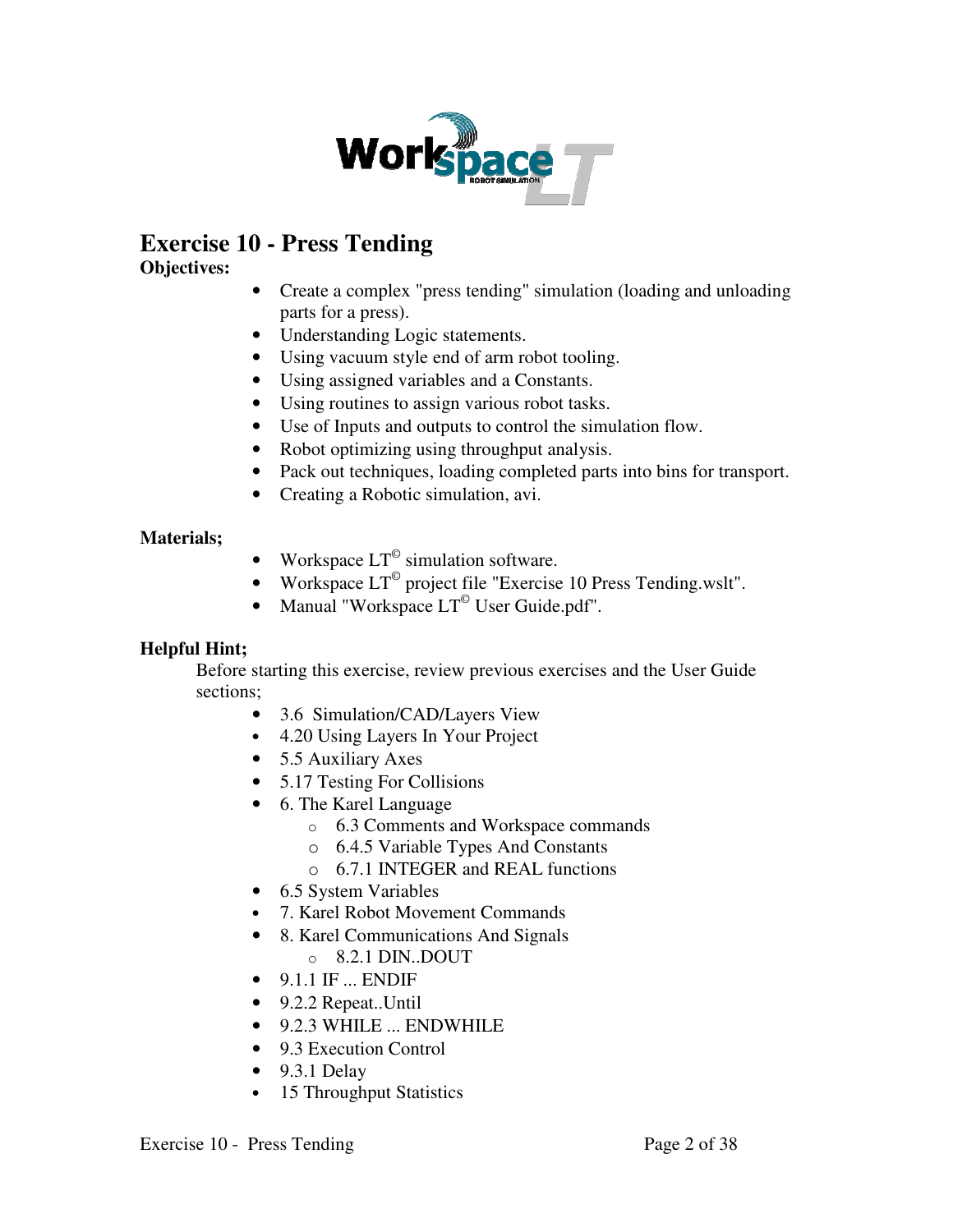# Exercise 10 - Press Tending

**Objectives:**

- Create a complex "press tending" simulation (loading and unloading parts for a press).
- Understanding Logic statements.
- Using vacuum style end of arm robot tooling.
- Using assigned variables and a Constants.
- Using routines to assign various robot tasks.
- Use of Inputs and outputs to control the simulation flow.
- Robot optimizing using throughput analysis.
- Pack out techniques, loading completed parts into bins for transport.
- Creating a Robotic simulation, avi.

**Materials;**

- Workspace LT© simulation software.
- Workspace LT© project file "Exercise 10 Press Tending.wslt".
- Manual "Workspace LT© User Guide.pdf".

**Helpful Hint;**

Before starting this exercise, review previous exercises and the User Guide sections;

- 3.6 Simulation/CAD/Layers View
- 4.20 Using Layers In Your Project
- 5.5 Auxiliary Axes
- 5.17 Testing For Collisions
- 6. The Karel Language
  - 6.3 Comments and Workspace commands
  - 6.4.5 Variable Types And Constants
  - 6.7.1 INTEGER and REAL functions
- 6.5 System Variables
- 7. Karel Robot Movement Commands
- 8. Karel Communications And Signals
  - 8.2.1 DIN..DOUT
- 9.1.1 IF ... ENDIF
- 9.2.2 Repeat..Until
- 9.2.3 WHILE ... ENDWHILE
- 9.3 Execution Control
- 9.3.1 Delay
- 15 Throughput Statistics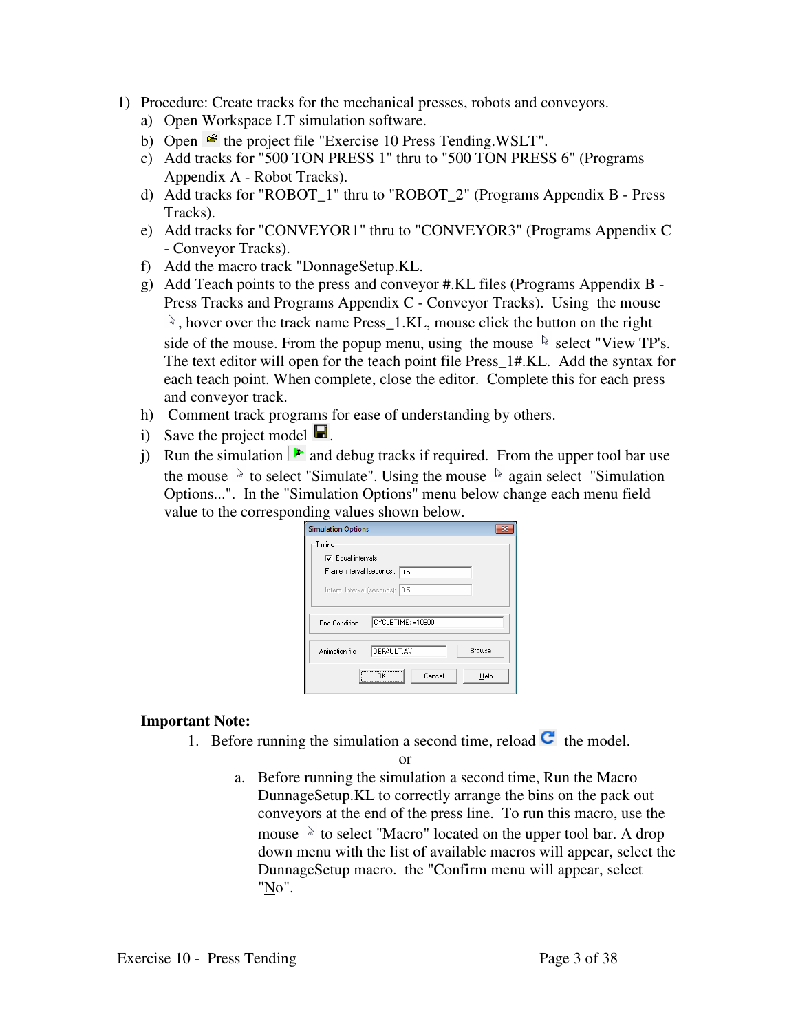1) Procedure: Create tracks for the mechanical presses, robots and conveyors.
   a) Open Workspace LT simulation software.
   b) Open the project file "Exercise 10 Press Tending.WSLT".
   c) Add tracks for "500 TON PRESS 1" thru to "500 TON PRESS 6" (Programs Appendix A - Robot Tracks).
   d) Add tracks for "ROBOT_1" thru to "ROBOT_2" (Programs Appendix B - Press Tracks).
   e) Add tracks for "CONVEYOR1" thru to "CONVEYOR3" (Programs Appendix C - Conveyor Tracks).
   f) Add the macro track "DonnageSetup.KL.
   g) Add Teach points to the press and conveyor #.KL files (Programs Appendix B - Press Tracks and Programs Appendix C - Conveyor Tracks). Using the mouse, hover over the track name Press_1.KL, mouse click the button on the right side of the mouse. From the popup menu, using the mouse select "View TP's. The text editor will open for the teach point file Press_1#.KL. Add the syntax for each teach point. When complete, close the editor. Complete this for each press and conveyor track.
   h) Comment track programs for ease of understanding by others.
   i) Save the project model.
   j) Run the simulation and debug tracks if required. From the upper tool bar use the mouse to select "Simulate". Using the mouse again select "Simulation Options...". In the "Simulation Options" menu below change each menu field value to the corresponding values shown below.

**Simulation Options**

Timing
- [x] Equal intervals
- Frame Interval (seconds): 0.5
- Interp. Interval (seconds): 0.5

End Condition: CYCLETIME>=10800

Animation file: DEFAULT.AVI (Browse)

OK | Cancel | Help

**Important Note:**

1. Before running the simulation a second time, reload the model.

   or

   a. Before running the simulation a second time, Run the Macro DunnageSetup.KL to correctly arrange the bins on the pack out conveyors at the end of the press line. To run this macro, use the mouse to select "Macro" located on the upper tool bar. A drop down menu with the list of available macros will appear, select the DunnageSetup macro. the "Confirm menu will appear, select "No".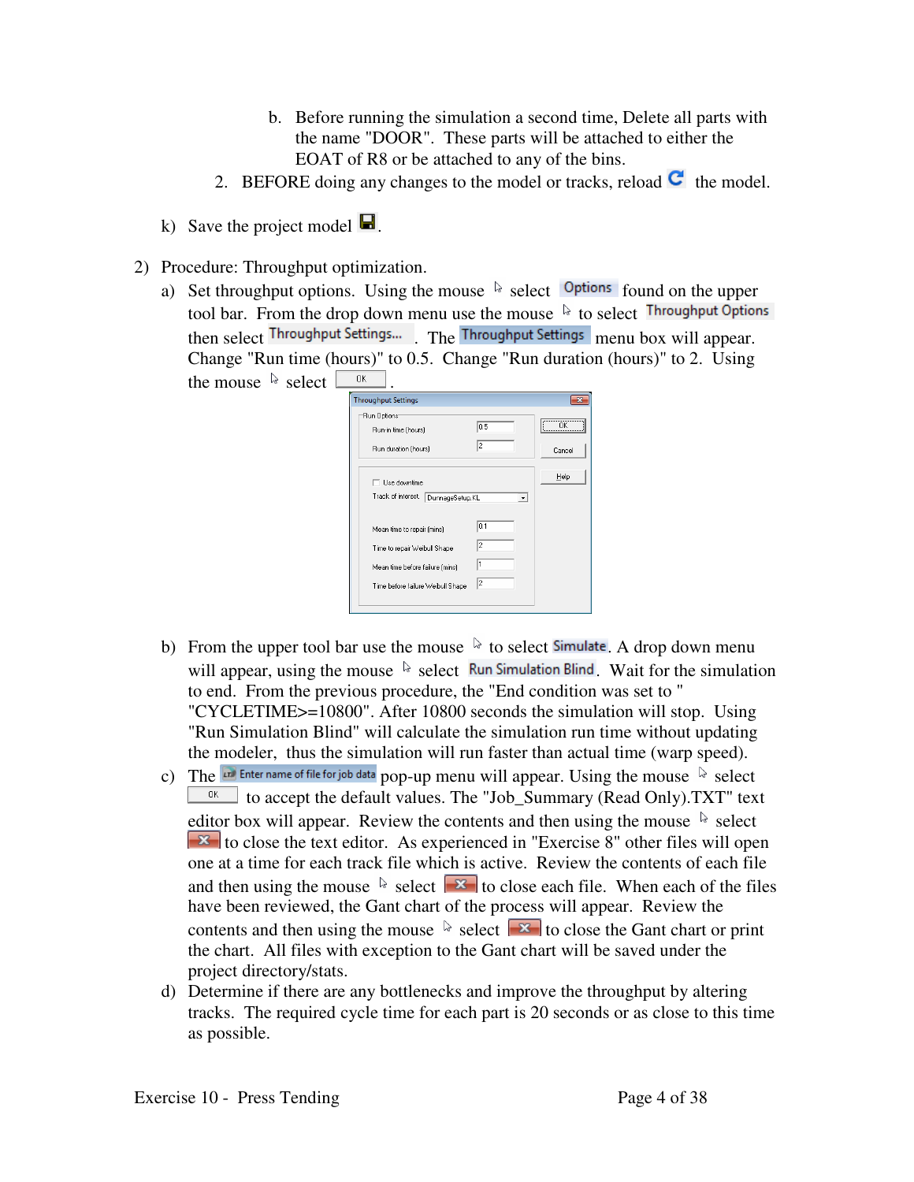b. Before running the simulation a second time, Delete all parts with the name "DOOR". These parts will be attached to either the EOAT of R8 or be attached to any of the bins.

2. BEFORE doing any changes to the model or tracks, reload the model.

k) Save the project model.

2) Procedure: Throughput optimization.

a) Set throughput options. Using the mouse select Options found on the upper tool bar. From the drop down menu use the mouse to select Throughput Options then select Throughput Settings... . The Throughput Settings menu box will appear. Change "Run time (hours)" to 0.5. Change "Run duration (hours)" to 2. Using the mouse select OK.

b) From the upper tool bar use the mouse to select Simulate. A drop down menu will appear, using the mouse select Run Simulation Blind. Wait for the simulation to end. From the previous procedure, the "End condition was set to " "CYCLETIME>=10800". After 10800 seconds the simulation will stop. Using "Run Simulation Blind" will calculate the simulation run time without updating the modeler, thus the simulation will run faster than actual time (warp speed).

c) The Enter name of file for job data pop-up menu will appear. Using the mouse select OK to accept the default values. The "Job_Summary (Read Only).TXT" text editor box will appear. Review the contents and then using the mouse select to close the text editor. As experienced in "Exercise 8" other files will open one at a time for each track file which is active. Review the contents of each file and then using the mouse select to close each file. When each of the files have been reviewed, the Gant chart of the process will appear. Review the contents and then using the mouse select to close the Gant chart or print the chart. All files with exception to the Gant chart will be saved under the project directory/stats.

d) Determine if there are any bottlenecks and improve the throughput by altering tracks. The required cycle time for each part is 20 seconds or as close to this time as possible.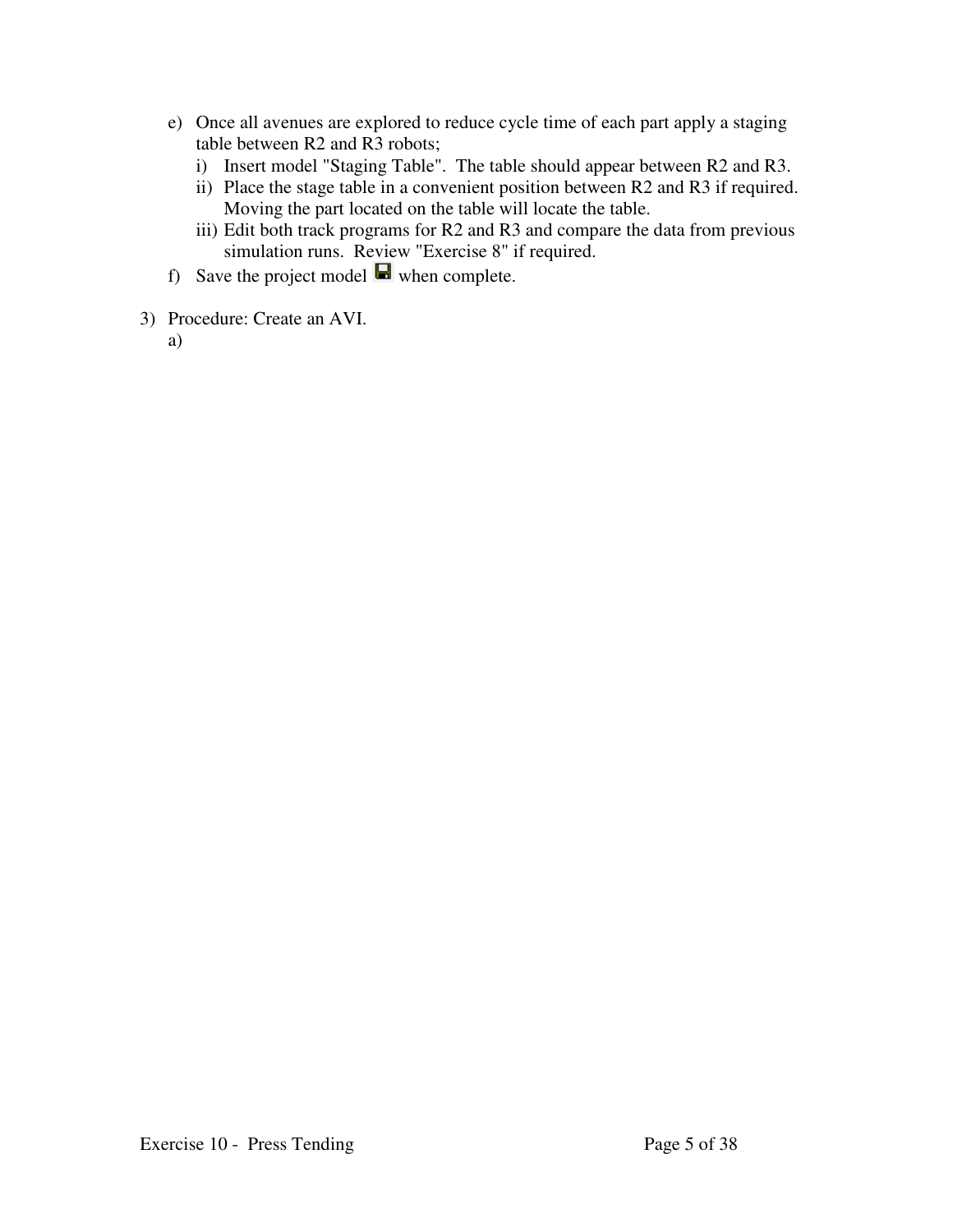e) Once all avenues are explored to reduce cycle time of each part apply a staging table between R2 and R3 robots;
   i) Insert model "Staging Table". The table should appear between R2 and R3.
   ii) Place the stage table in a convenient position between R2 and R3 if required. Moving the part located on the table will locate the table.
   iii) Edit both track programs for R2 and R3 and compare the data from previous simulation runs. Review "Exercise 8" if required.

f) Save the project model when complete.

3) Procedure: Create an AVI.
   a)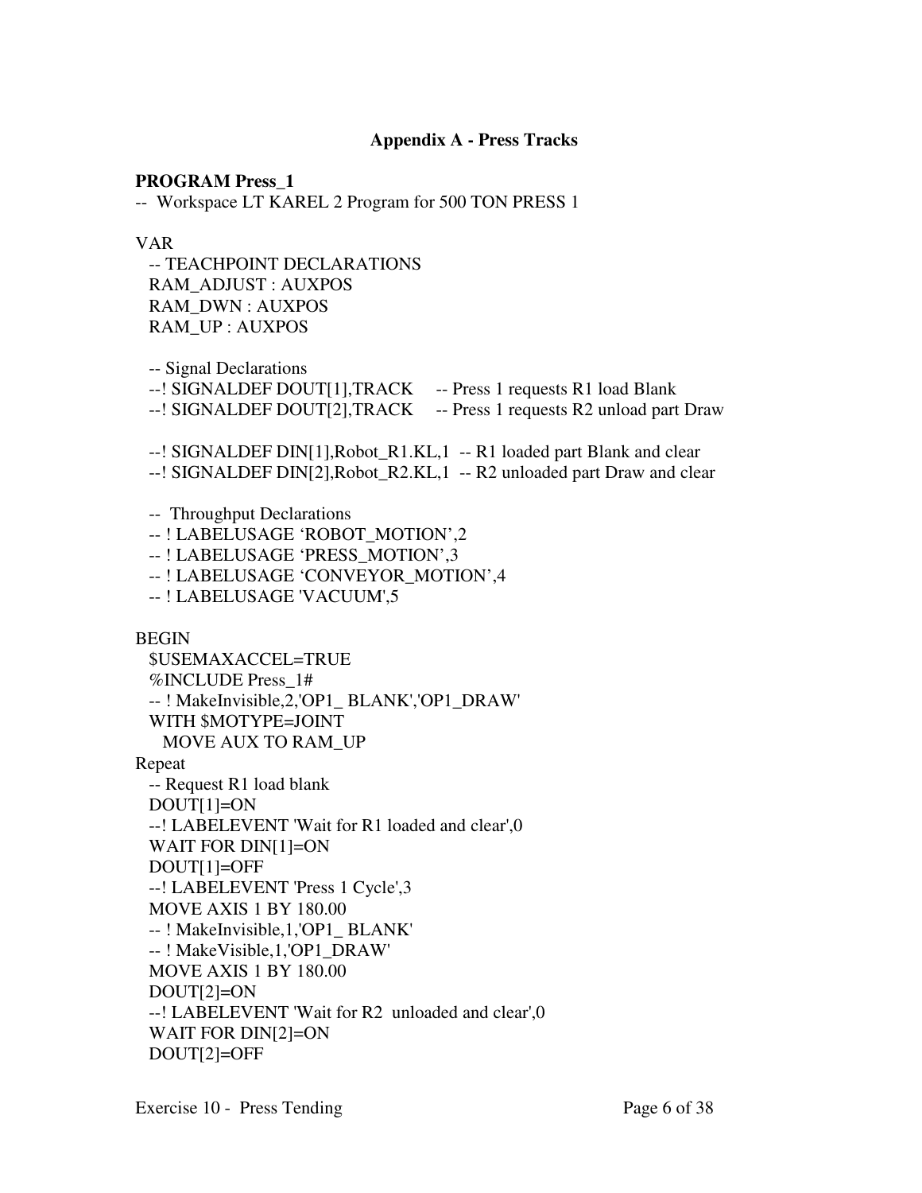## Appendix A - Press Tracks

**PROGRAM Press_1**

```
-- Workspace LT KAREL 2 Program for 500 TON PRESS 1

VAR
  -- TEACHPOINT DECLARATIONS
  RAM_ADJUST : AUXPOS
  RAM_DWN : AUXPOS
  RAM_UP : AUXPOS

  -- Signal Declarations
  --! SIGNALDEF DOUT[1],TRACK     -- Press 1 requests R1 load Blank
  --! SIGNALDEF DOUT[2],TRACK     -- Press 1 requests R2 unload part Draw

  --! SIGNALDEF DIN[1],Robot_R1.KL,1  -- R1 loaded part Blank and clear
  --! SIGNALDEF DIN[2],Robot_R2.KL,1  -- R2 unloaded part Draw and clear

  --  Throughput Declarations
  -- ! LABELUSAGE ‘ROBOT_MOTION’,2
  -- ! LABELUSAGE ‘PRESS_MOTION’,3
  -- ! LABELUSAGE ‘CONVEYOR_MOTION’,4
  -- ! LABELUSAGE 'VACUUM',5

BEGIN
  $USEMAXACCEL=TRUE
  %INCLUDE Press_1#
  -- ! MakeInvisible,2,'OP1_ BLANK','OP1_DRAW'
  WITH $MOTYPE=JOINT
    MOVE AUX TO RAM_UP
Repeat
  -- Request R1 load blank
  DOUT[1]=ON
  --! LABELEVENT 'Wait for R1 loaded and clear',0
  WAIT FOR DIN[1]=ON
  DOUT[1]=OFF
  --! LABELEVENT 'Press 1 Cycle',3
  MOVE AXIS 1 BY 180.00
  -- ! MakeInvisible,1,'OP1_ BLANK'
  -- ! MakeVisible,1,'OP1_DRAW'
  MOVE AXIS 1 BY 180.00
  DOUT[2]=ON
  --! LABELEVENT 'Wait for R2  unloaded and clear',0
  WAIT FOR DIN[2]=ON
  DOUT[2]=OFF
```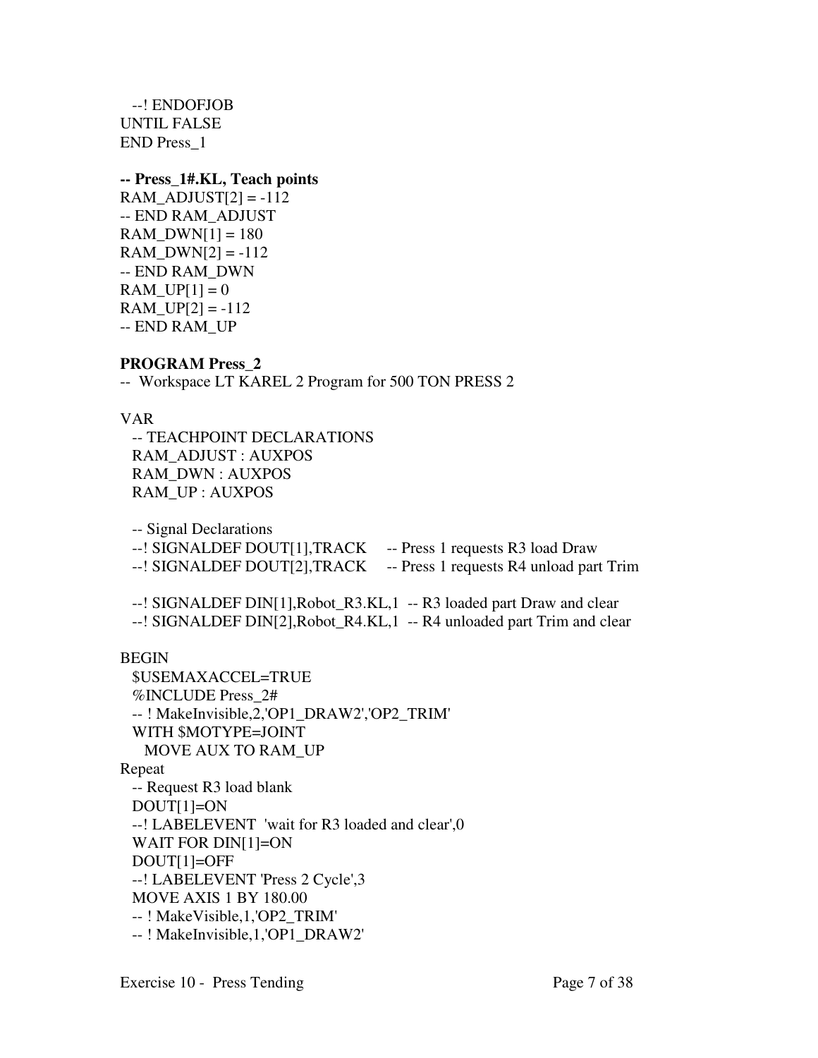```
  --! ENDOFJOB
UNTIL FALSE
END Press_1
```

**-- Press_1#.KL, Teach points**

```
RAM_ADJUST[2] = -112
-- END RAM_ADJUST
RAM_DWN[1] = 180
RAM_DWN[2] = -112
-- END RAM_DWN
RAM_UP[1] = 0
RAM_UP[2] = -112
-- END RAM_UP
```

**PROGRAM Press_2**

```
--  Workspace LT KAREL 2 Program for 500 TON PRESS 2

VAR
  -- TEACHPOINT DECLARATIONS
  RAM_ADJUST : AUXPOS
  RAM_DWN : AUXPOS
  RAM_UP : AUXPOS

  -- Signal Declarations
  --! SIGNALDEF DOUT[1],TRACK     -- Press 1 requests R3 load Draw
  --! SIGNALDEF DOUT[2],TRACK     -- Press 1 requests R4 unload part Trim

  --! SIGNALDEF DIN[1],Robot_R3.KL,1  -- R3 loaded part Draw and clear
  --! SIGNALDEF DIN[2],Robot_R4.KL,1  -- R4 unloaded part Trim and clear

BEGIN
  $USEMAXACCEL=TRUE
  %INCLUDE Press_2#
  -- ! MakeInvisible,2,'OP1_DRAW2','OP2_TRIM'
  WITH $MOTYPE=JOINT
    MOVE AUX TO RAM_UP
Repeat
  -- Request R3 load blank
  DOUT[1]=ON
  --! LABELEVENT  'wait for R3 loaded and clear',0
  WAIT FOR DIN[1]=ON
  DOUT[1]=OFF
  --! LABELEVENT 'Press 2 Cycle',3
  MOVE AXIS 1 BY 180.00
  -- ! MakeVisible,1,'OP2_TRIM'
  -- ! MakeInvisible,1,'OP1_DRAW2'
```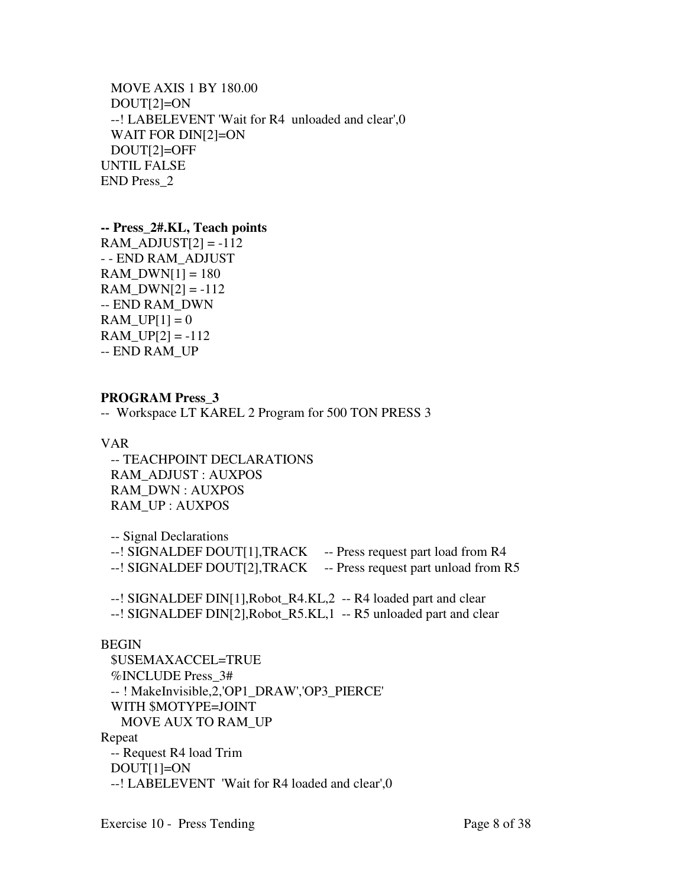```
  MOVE AXIS 1 BY 180.00
  DOUT[2]=ON
  --! LABELEVENT 'Wait for R4  unloaded and clear',0
  WAIT FOR DIN[2]=ON
  DOUT[2]=OFF
UNTIL FALSE
END Press_2
```

**-- Press_2#.KL, Teach points**

```
RAM_ADJUST[2] = -112
- - END RAM_ADJUST
RAM_DWN[1] = 180
RAM_DWN[2] = -112
-- END RAM_DWN
RAM_UP[1] = 0
RAM_UP[2] = -112
-- END RAM_UP
```

**PROGRAM Press_3**

```
--  Workspace LT KAREL 2 Program for 500 TON PRESS 3

VAR
  -- TEACHPOINT DECLARATIONS
  RAM_ADJUST : AUXPOS
  RAM_DWN : AUXPOS
  RAM_UP : AUXPOS

  -- Signal Declarations
  --! SIGNALDEF DOUT[1],TRACK     -- Press request part load from R4
  --! SIGNALDEF DOUT[2],TRACK     -- Press request part unload from R5

  --! SIGNALDEF DIN[1],Robot_R4.KL,2  -- R4 loaded part and clear
  --! SIGNALDEF DIN[2],Robot_R5.KL,1  -- R5 unloaded part and clear

BEGIN
  $USEMAXACCEL=TRUE
  %INCLUDE Press_3#
  -- ! MakeInvisible,2,'OP1_DRAW','OP3_PIERCE'
  WITH $MOTYPE=JOINT
    MOVE AUX TO RAM_UP
Repeat
  -- Request R4 load Trim
  DOUT[1]=ON
  --! LABELEVENT  'Wait for R4 loaded and clear',0
```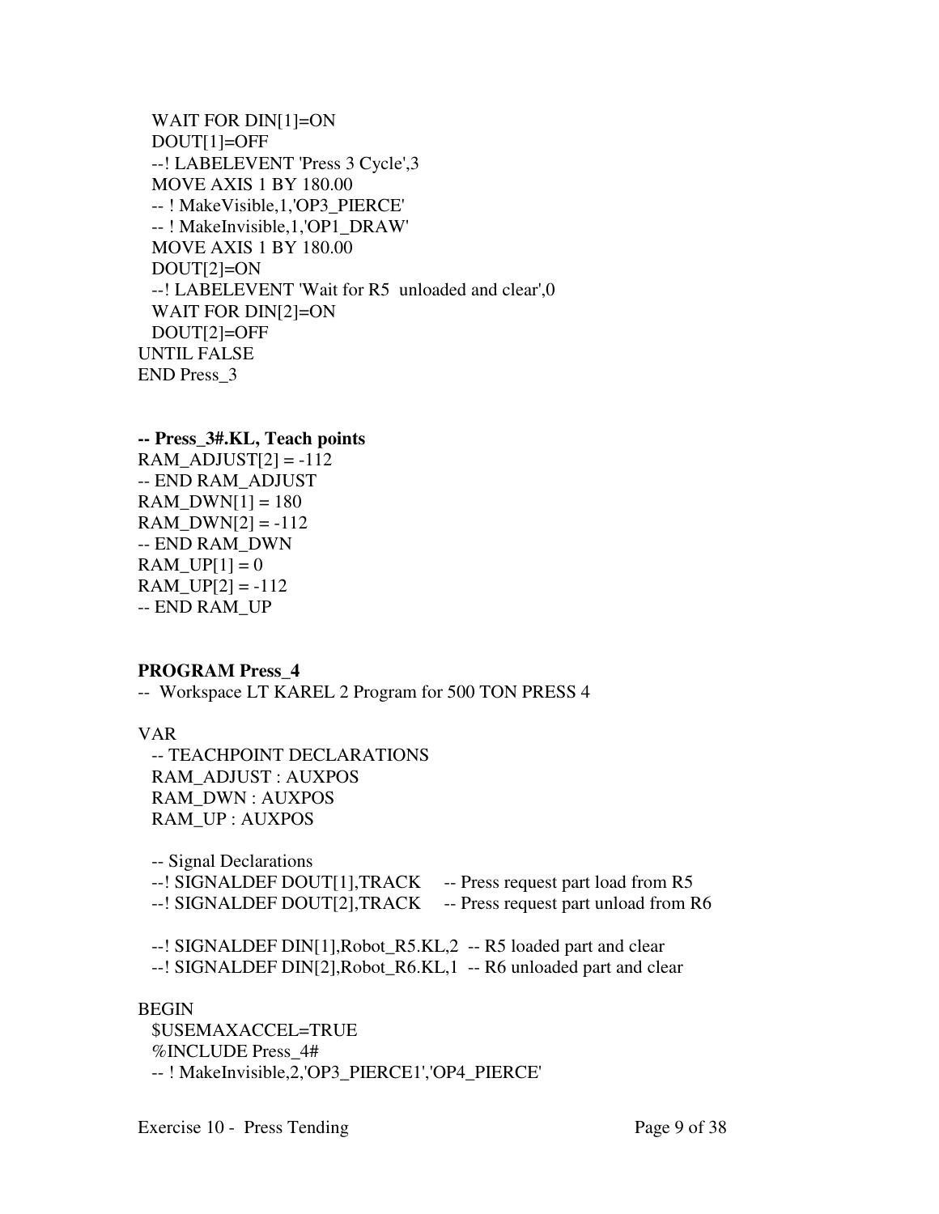```
  WAIT FOR DIN[1]=ON
  DOUT[1]=OFF
  --! LABELEVENT 'Press 3 Cycle',3
  MOVE AXIS 1 BY 180.00
  -- ! MakeVisible,1,'OP3_PIERCE'
  -- ! MakeInvisible,1,'OP1_DRAW'
  MOVE AXIS 1 BY 180.00
  DOUT[2]=ON
  --! LABELEVENT 'Wait for R5  unloaded and clear',0
  WAIT FOR DIN[2]=ON
  DOUT[2]=OFF
UNTIL FALSE
END Press_3
```

**-- Press_3#.KL, Teach points**

```
RAM_ADJUST[2] = -112
-- END RAM_ADJUST
RAM_DWN[1] = 180
RAM_DWN[2] = -112
-- END RAM_DWN
RAM_UP[1] = 0
RAM_UP[2] = -112
-- END RAM_UP
```

**PROGRAM Press_4**

```
--  Workspace LT KAREL 2 Program for 500 TON PRESS 4

VAR
  -- TEACHPOINT DECLARATIONS
  RAM_ADJUST : AUXPOS
  RAM_DWN : AUXPOS
  RAM_UP : AUXPOS

  -- Signal Declarations
  --! SIGNALDEF DOUT[1],TRACK     -- Press request part load from R5
  --! SIGNALDEF DOUT[2],TRACK     -- Press request part unload from R6

  --! SIGNALDEF DIN[1],Robot_R5.KL,2  -- R5 loaded part and clear
  --! SIGNALDEF DIN[2],Robot_R6.KL,1  -- R6 unloaded part and clear

BEGIN
  $USEMAXACCEL=TRUE
  %INCLUDE Press_4#
  -- ! MakeInvisible,2,'OP3_PIERCE1','OP4_PIERCE'
```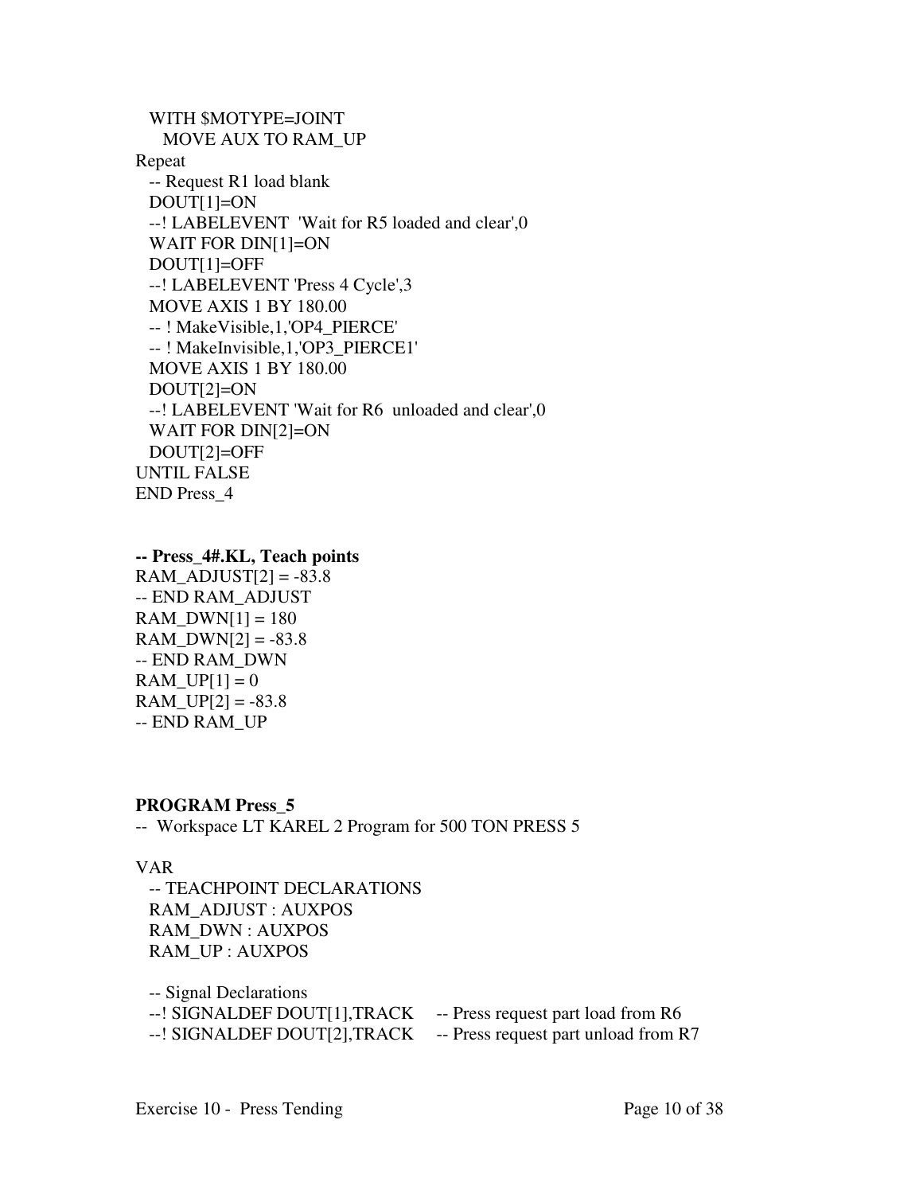```
  WITH $MOTYPE=JOINT
    MOVE AUX TO RAM_UP
Repeat
  -- Request R1 load blank
  DOUT[1]=ON
  --! LABELEVENT  'Wait for R5 loaded and clear',0
  WAIT FOR DIN[1]=ON
  DOUT[1]=OFF
  --! LABELEVENT 'Press 4 Cycle',3
  MOVE AXIS 1 BY 180.00
  -- ! MakeVisible,1,'OP4_PIERCE'
  -- ! MakeInvisible,1,'OP3_PIERCE1'
  MOVE AXIS 1 BY 180.00
  DOUT[2]=ON
  --! LABELEVENT 'Wait for R6  unloaded and clear',0
  WAIT FOR DIN[2]=ON
  DOUT[2]=OFF
UNTIL FALSE
END Press_4
```

**-- Press_4#.KL, Teach points**

```
RAM_ADJUST[2] = -83.8
-- END RAM_ADJUST
RAM_DWN[1] = 180
RAM_DWN[2] = -83.8
-- END RAM_DWN
RAM_UP[1] = 0
RAM_UP[2] = -83.8
-- END RAM_UP
```

**PROGRAM Press_5**

```
--  Workspace LT KAREL 2 Program for 500 TON PRESS 5

VAR
  -- TEACHPOINT DECLARATIONS
  RAM_ADJUST : AUXPOS
  RAM_DWN : AUXPOS
  RAM_UP : AUXPOS

  -- Signal Declarations
  --! SIGNALDEF DOUT[1],TRACK     -- Press request part load from R6
  --! SIGNALDEF DOUT[2],TRACK     -- Press request part unload from R7
```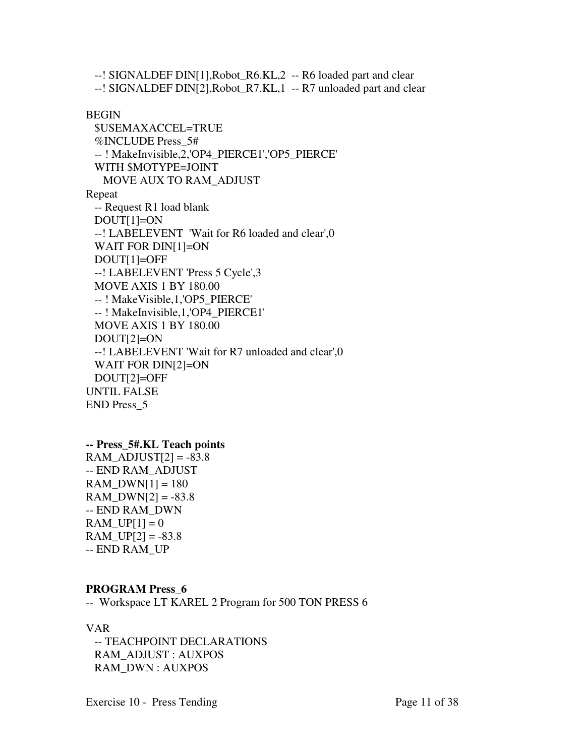```
  --! SIGNALDEF DIN[1],Robot_R6.KL,2  -- R6 loaded part and clear
  --! SIGNALDEF DIN[2],Robot_R7.KL,1  -- R7 unloaded part and clear

BEGIN
  $USEMAXACCEL=TRUE
  %INCLUDE Press_5#
  -- ! MakeInvisible,2,'OP4_PIERCE1','OP5_PIERCE'
  WITH $MOTYPE=JOINT
    MOVE AUX TO RAM_ADJUST
Repeat
  -- Request R1 load blank
  DOUT[1]=ON
  --! LABELEVENT  'Wait for R6 loaded and clear',0
  WAIT FOR DIN[1]=ON
  DOUT[1]=OFF
  --! LABELEVENT 'Press 5 Cycle',3
  MOVE AXIS 1 BY 180.00
  -- ! MakeVisible,1,'OP5_PIERCE'
  -- ! MakeInvisible,1,'OP4_PIERCE1'
  MOVE AXIS 1 BY 180.00
  DOUT[2]=ON
  --! LABELEVENT 'Wait for R7 unloaded and clear',0
  WAIT FOR DIN[2]=ON
  DOUT[2]=OFF
UNTIL FALSE
END Press_5
```

**-- Press_5#.KL Teach points**

```
RAM_ADJUST[2] = -83.8
-- END RAM_ADJUST
RAM_DWN[1] = 180
RAM_DWN[2] = -83.8
-- END RAM_DWN
RAM_UP[1] = 0
RAM_UP[2] = -83.8
-- END RAM_UP
```

**PROGRAM Press_6**

```
--  Workspace LT KAREL 2 Program for 500 TON PRESS 6

VAR
  -- TEACHPOINT DECLARATIONS
  RAM_ADJUST : AUXPOS
  RAM_DWN : AUXPOS
```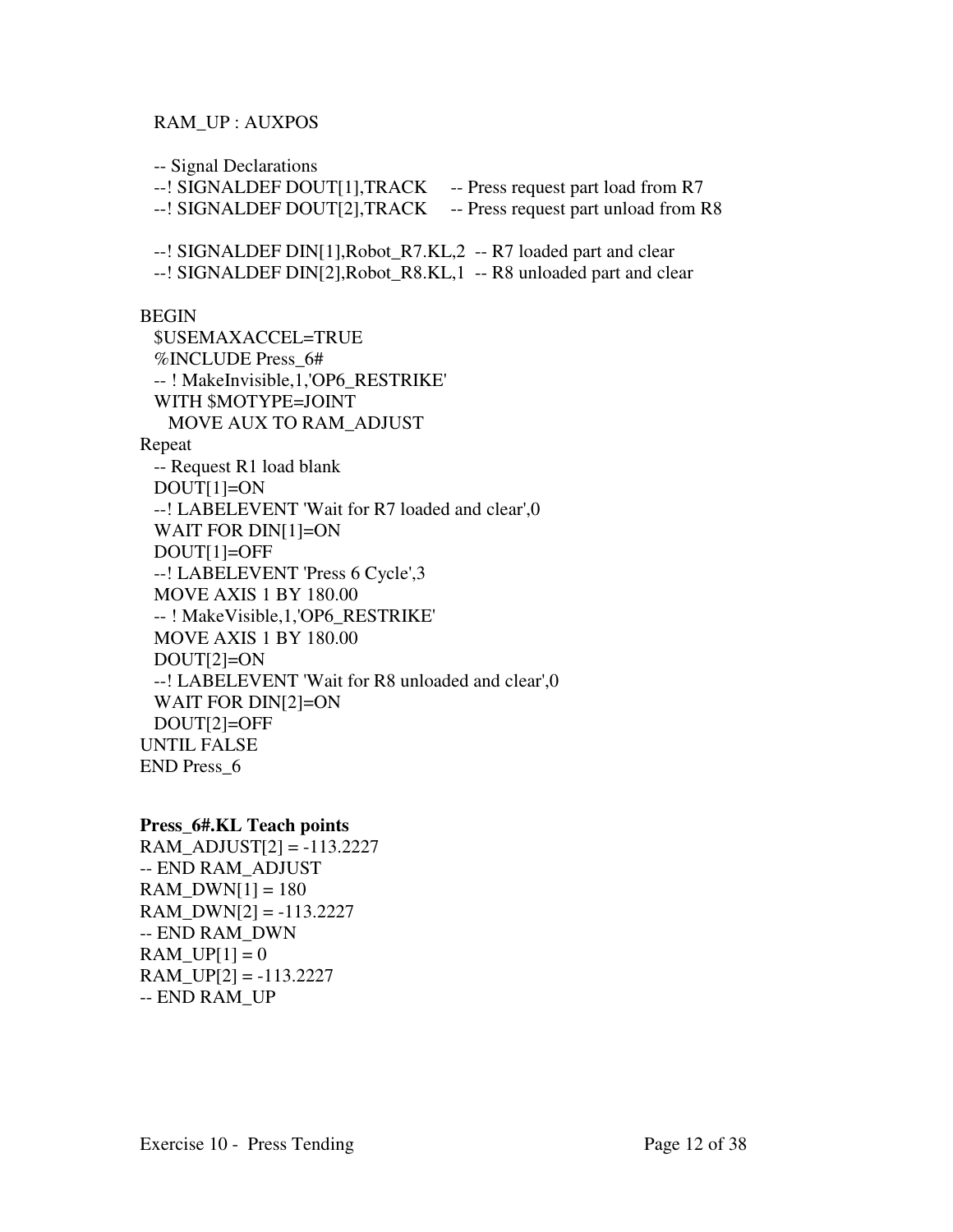```
   RAM_UP : AUXPOS

   -- Signal Declarations
   --! SIGNALDEF DOUT[1],TRACK     -- Press request part load from R7
   --! SIGNALDEF DOUT[2],TRACK     -- Press request part unload from R8

   --! SIGNALDEF DIN[1],Robot_R7.KL,2  -- R7 loaded part and clear
   --! SIGNALDEF DIN[2],Robot_R8.KL,1  -- R8 unloaded part and clear

BEGIN
   $USEMAXACCEL=TRUE
   %INCLUDE Press_6#
   -- ! MakeInvisible,1,'OP6_RESTRIKE'
   WITH $MOTYPE=JOINT
     MOVE AUX TO RAM_ADJUST
Repeat
   -- Request R1 load blank
   DOUT[1]=ON
   --! LABELEVENT 'Wait for R7 loaded and clear',0
   WAIT FOR DIN[1]=ON
   DOUT[1]=OFF
   --! LABELEVENT 'Press 6 Cycle',3
   MOVE AXIS 1 BY 180.00
   -- ! MakeVisible,1,'OP6_RESTRIKE'
   MOVE AXIS 1 BY 180.00
   DOUT[2]=ON
   --! LABELEVENT 'Wait for R8 unloaded and clear',0
   WAIT FOR DIN[2]=ON
   DOUT[2]=OFF
UNTIL FALSE
END Press_6
```

**Press_6#.KL Teach points**

```
RAM_ADJUST[2] = -113.2227
-- END RAM_ADJUST
RAM_DWN[1] = 180
RAM_DWN[2] = -113.2227
-- END RAM_DWN
RAM_UP[1] = 0
RAM_UP[2] = -113.2227
-- END RAM_UP
```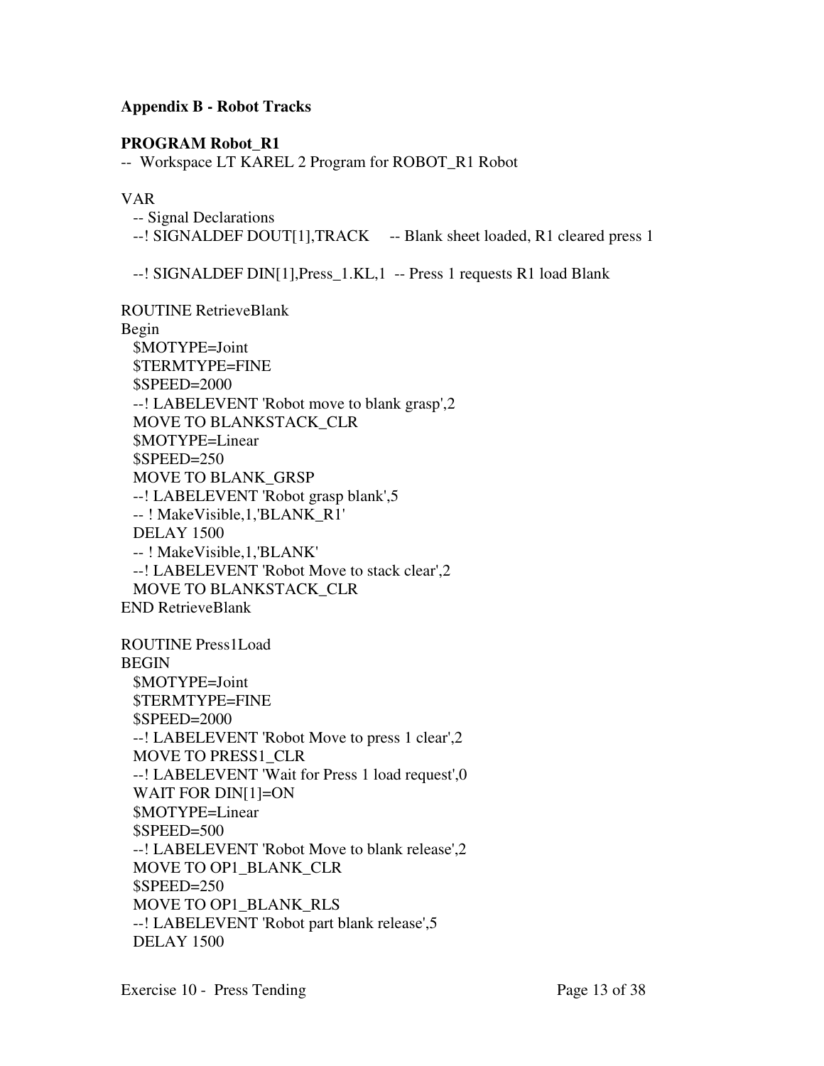**Appendix B - Robot Tracks**

**PROGRAM Robot_R1**

```
-- Workspace LT KAREL 2 Program for ROBOT_R1 Robot

VAR
  -- Signal Declarations
  --! SIGNALDEF DOUT[1],TRACK     -- Blank sheet loaded, R1 cleared press 1

  --! SIGNALDEF DIN[1],Press_1.KL,1  -- Press 1 requests R1 load Blank

ROUTINE RetrieveBlank
Begin
  $MOTYPE=Joint
  $TERMTYPE=FINE
  $SPEED=2000
  --! LABELEVENT 'Robot move to blank grasp',2
  MOVE TO BLANKSTACK_CLR
  $MOTYPE=Linear
  $SPEED=250
  MOVE TO BLANK_GRSP
  --! LABELEVENT 'Robot grasp blank',5
  -- ! MakeVisible,1,'BLANK_R1'
  DELAY 1500
  -- ! MakeVisible,1,'BLANK'
  --! LABELEVENT 'Robot Move to stack clear',2
  MOVE TO BLANKSTACK_CLR
END RetrieveBlank

ROUTINE Press1Load
BEGIN
  $MOTYPE=Joint
  $TERMTYPE=FINE
  $SPEED=2000
  --! LABELEVENT 'Robot Move to press 1 clear',2
  MOVE TO PRESS1_CLR
  --! LABELEVENT 'Wait for Press 1 load request',0
  WAIT FOR DIN[1]=ON
  $MOTYPE=Linear
  $SPEED=500
  --! LABELEVENT 'Robot Move to blank release',2
  MOVE TO OP1_BLANK_CLR
  $SPEED=250
  MOVE TO OP1_BLANK_RLS
  --! LABELEVENT 'Robot part blank release',5
  DELAY 1500
```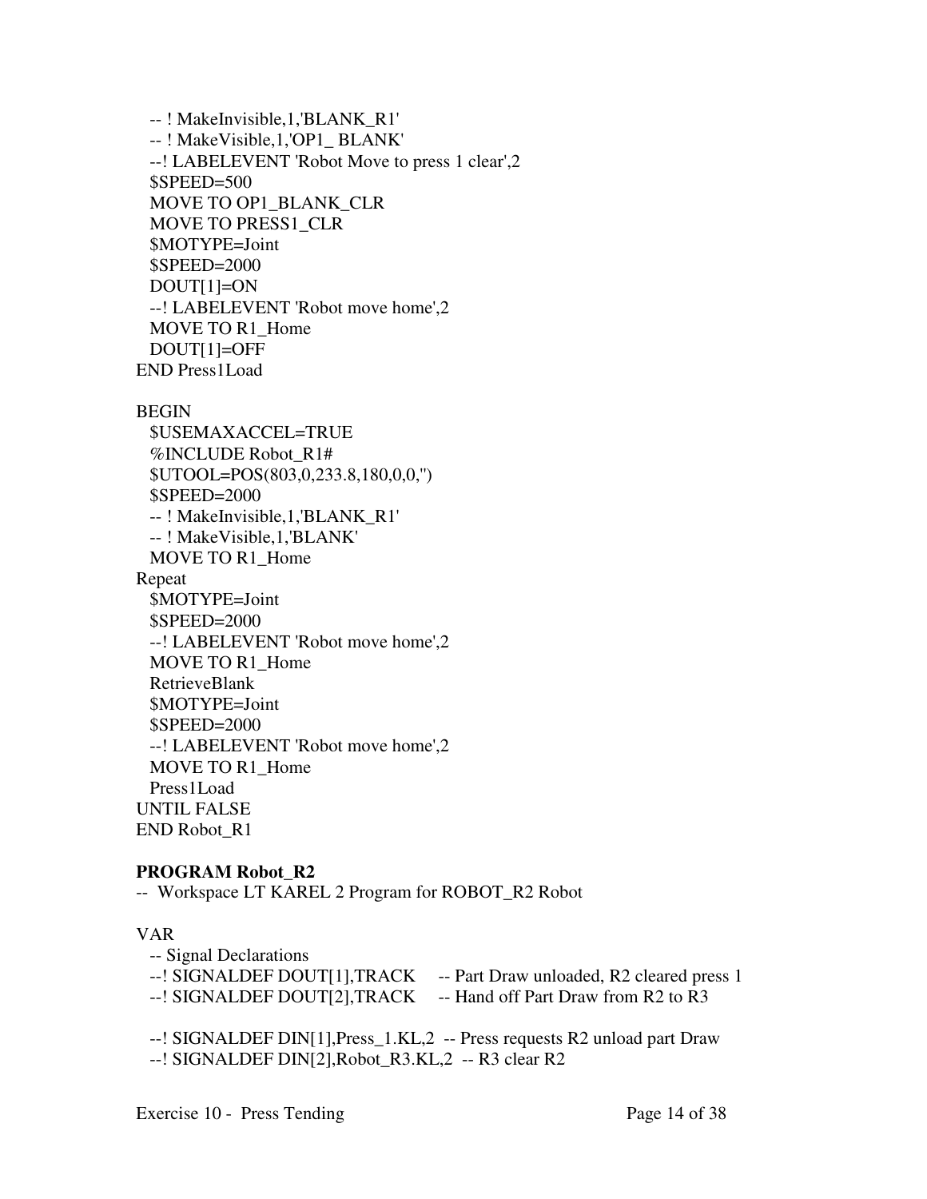```
   -- ! MakeInvisible,1,'BLANK_R1'
   -- ! MakeVisible,1,'OP1_ BLANK'
   --! LABELEVENT 'Robot Move to press 1 clear',2
   $SPEED=500
   MOVE TO OP1_BLANK_CLR
   MOVE TO PRESS1_CLR
   $MOTYPE=Joint
   $SPEED=2000
   DOUT[1]=ON
   --! LABELEVENT 'Robot move home',2
   MOVE TO R1_Home
   DOUT[1]=OFF
END Press1Load

BEGIN
   $USEMAXACCEL=TRUE
   %INCLUDE Robot_R1#
   $UTOOL=POS(803,0,233.8,180,0,0,'')
   $SPEED=2000
   -- ! MakeInvisible,1,'BLANK_R1'
   -- ! MakeVisible,1,'BLANK'
   MOVE TO R1_Home
Repeat
   $MOTYPE=Joint
   $SPEED=2000
   --! LABELEVENT 'Robot move home',2
   MOVE TO R1_Home
   RetrieveBlank
   $MOTYPE=Joint
   $SPEED=2000
   --! LABELEVENT 'Robot move home',2
   MOVE TO R1_Home
   Press1Load
UNTIL FALSE
END Robot_R1
```

**PROGRAM Robot_R2**

```
--  Workspace LT KAREL 2 Program for ROBOT_R2 Robot

VAR
   -- Signal Declarations
   --! SIGNALDEF DOUT[1],TRACK     -- Part Draw unloaded, R2 cleared press 1
   --! SIGNALDEF DOUT[2],TRACK     -- Hand off Part Draw from R2 to R3

   --! SIGNALDEF DIN[1],Press_1.KL,2  -- Press requests R2 unload part Draw
   --! SIGNALDEF DIN[2],Robot_R3.KL,2  -- R3 clear R2
```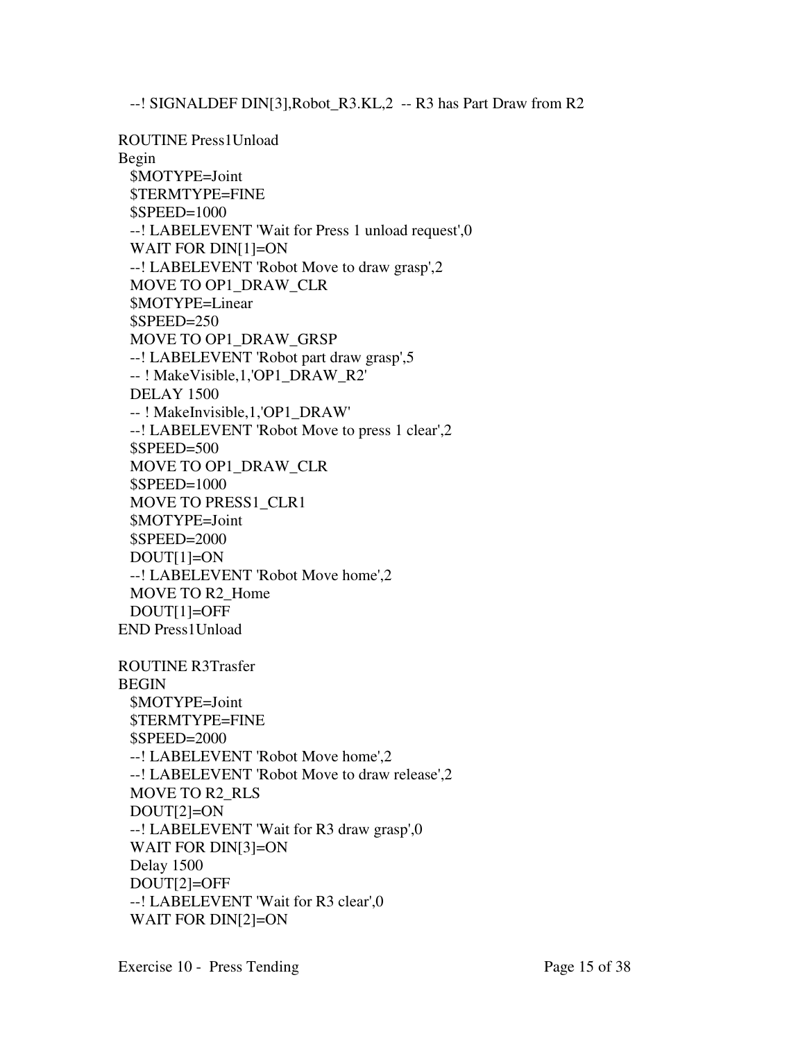```
  --! SIGNALDEF DIN[3],Robot_R3.KL,2  -- R3 has Part Draw from R2

ROUTINE Press1Unload
Begin
  $MOTYPE=Joint
  $TERMTYPE=FINE
  $SPEED=1000
  --! LABELEVENT 'Wait for Press 1 unload request',0
  WAIT FOR DIN[1]=ON
  --! LABELEVENT 'Robot Move to draw grasp',2
  MOVE TO OP1_DRAW_CLR
  $MOTYPE=Linear
  $SPEED=250
  MOVE TO OP1_DRAW_GRSP
  --! LABELEVENT 'Robot part draw grasp',5
  -- ! MakeVisible,1,'OP1_DRAW_R2'
  DELAY 1500
  -- ! MakeInvisible,1,'OP1_DRAW'
  --! LABELEVENT 'Robot Move to press 1 clear',2
  $SPEED=500
  MOVE TO OP1_DRAW_CLR
  $SPEED=1000
  MOVE TO PRESS1_CLR1
  $MOTYPE=Joint
  $SPEED=2000
  DOUT[1]=ON
  --! LABELEVENT 'Robot Move home',2
  MOVE TO R2_Home
  DOUT[1]=OFF
END Press1Unload

ROUTINE R3Trasfer
BEGIN
  $MOTYPE=Joint
  $TERMTYPE=FINE
  $SPEED=2000
  --! LABELEVENT 'Robot Move home',2
  --! LABELEVENT 'Robot Move to draw release',2
  MOVE TO R2_RLS
  DOUT[2]=ON
  --! LABELEVENT 'Wait for R3 draw grasp',0
  WAIT FOR DIN[3]=ON
  Delay 1500
  DOUT[2]=OFF
  --! LABELEVENT 'Wait for R3 clear',0
  WAIT FOR DIN[2]=ON
```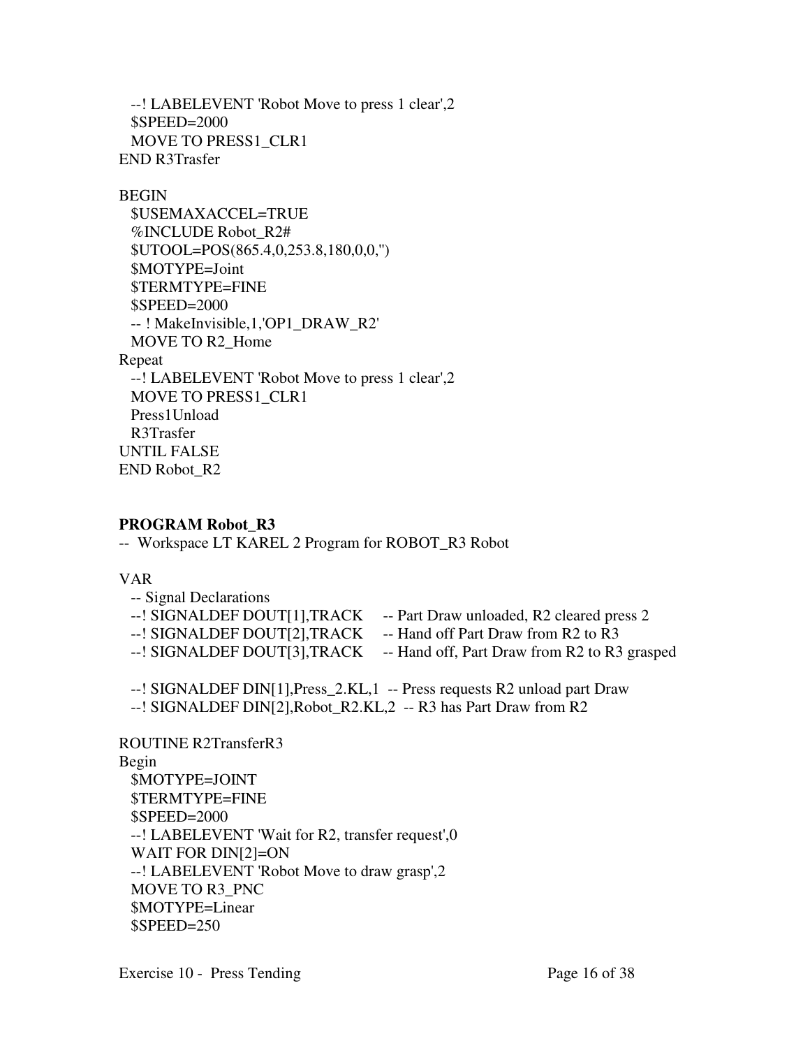```
  --! LABELEVENT 'Robot Move to press 1 clear',2
  $SPEED=2000
  MOVE TO PRESS1_CLR1
END R3Trasfer

BEGIN
  $USEMAXACCEL=TRUE
  %INCLUDE Robot_R2#
  $UTOOL=POS(865.4,0,253.8,180,0,0,'')
  $MOTYPE=Joint
  $TERMTYPE=FINE
  $SPEED=2000
  -- ! MakeInvisible,1,'OP1_DRAW_R2'
  MOVE TO R2_Home
Repeat
  --! LABELEVENT 'Robot Move to press 1 clear',2
  MOVE TO PRESS1_CLR1
  Press1Unload
  R3Trasfer
UNTIL FALSE
END Robot_R2
```

**PROGRAM Robot_R3**

```
--  Workspace LT KAREL 2 Program for ROBOT_R3 Robot

VAR
  -- Signal Declarations
  --! SIGNALDEF DOUT[1],TRACK     -- Part Draw unloaded, R2 cleared press 2
  --! SIGNALDEF DOUT[2],TRACK     -- Hand off Part Draw from R2 to R3
  --! SIGNALDEF DOUT[3],TRACK     -- Hand off, Part Draw from R2 to R3 grasped

  --! SIGNALDEF DIN[1],Press_2.KL,1  -- Press requests R2 unload part Draw
  --! SIGNALDEF DIN[2],Robot_R2.KL,2  -- R3 has Part Draw from R2

ROUTINE R2TransferR3
Begin
  $MOTYPE=JOINT
  $TERMTYPE=FINE
  $SPEED=2000
  --! LABELEVENT 'Wait for R2, transfer request',0
  WAIT FOR DIN[2]=ON
  --! LABELEVENT 'Robot Move to draw grasp',2
  MOVE TO R3_PNC
  $MOTYPE=Linear
  $SPEED=250
```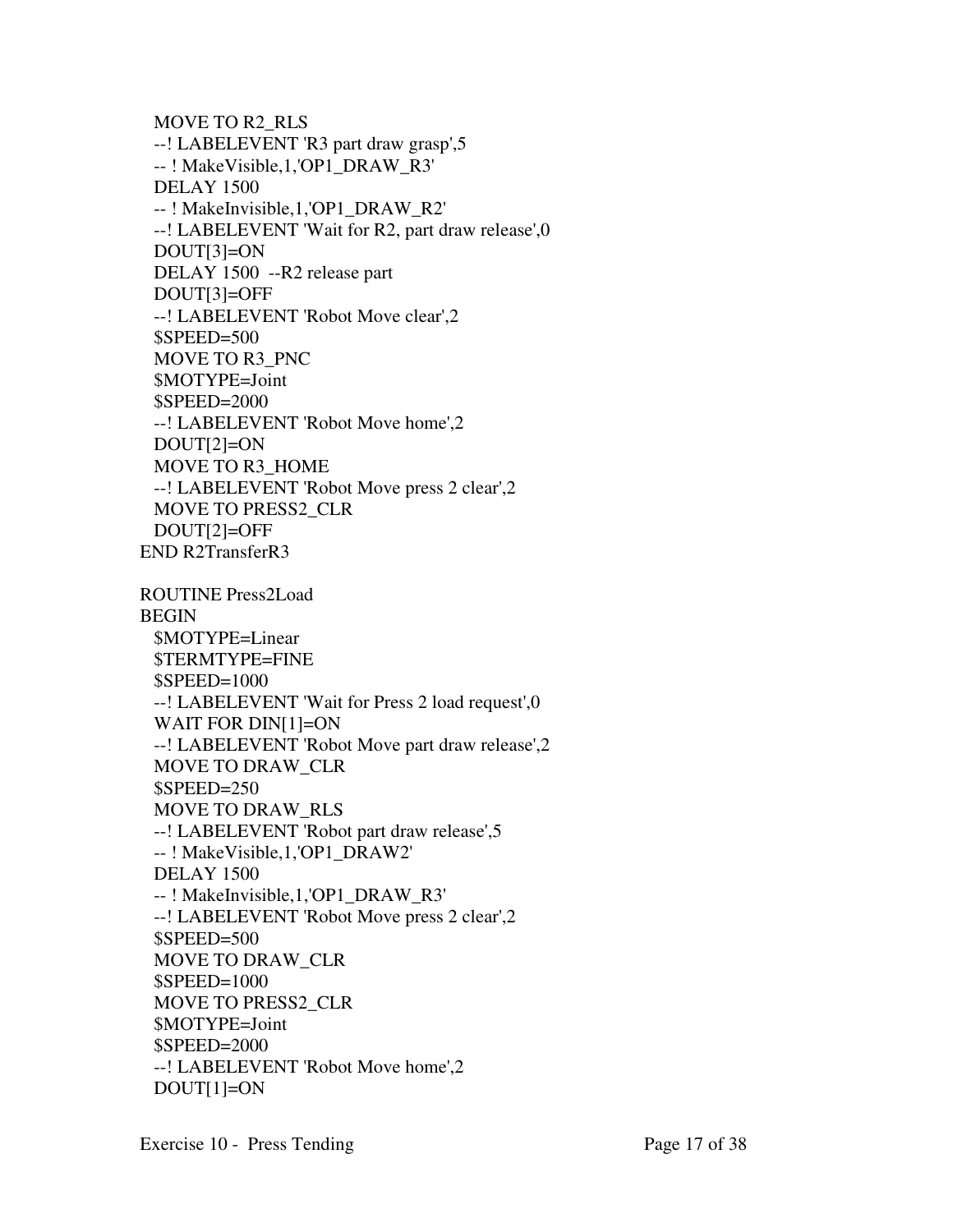```
  MOVE TO R2_RLS
  --! LABELEVENT 'R3 part draw grasp',5
  -- ! MakeVisible,1,'OP1_DRAW_R3'
  DELAY 1500
  -- ! MakeInvisible,1,'OP1_DRAW_R2'
  --! LABELEVENT 'Wait for R2, part draw release',0
  DOUT[3]=ON
  DELAY 1500  --R2 release part
  DOUT[3]=OFF
  --! LABELEVENT 'Robot Move clear',2
  $SPEED=500
  MOVE TO R3_PNC
  $MOTYPE=Joint
  $SPEED=2000
  --! LABELEVENT 'Robot Move home',2
  DOUT[2]=ON
  MOVE TO R3_HOME
  --! LABELEVENT 'Robot Move press 2 clear',2
  MOVE TO PRESS2_CLR
  DOUT[2]=OFF
END R2TransferR3

ROUTINE Press2Load
BEGIN
  $MOTYPE=Linear
  $TERMTYPE=FINE
  $SPEED=1000
  --! LABELEVENT 'Wait for Press 2 load request',0
  WAIT FOR DIN[1]=ON
  --! LABELEVENT 'Robot Move part draw release',2
  MOVE TO DRAW_CLR
  $SPEED=250
  MOVE TO DRAW_RLS
  --! LABELEVENT 'Robot part draw release',5
  -- ! MakeVisible,1,'OP1_DRAW2'
  DELAY 1500
  -- ! MakeInvisible,1,'OP1_DRAW_R3'
  --! LABELEVENT 'Robot Move press 2 clear',2
  $SPEED=500
  MOVE TO DRAW_CLR
  $SPEED=1000
  MOVE TO PRESS2_CLR
  $MOTYPE=Joint
  $SPEED=2000
  --! LABELEVENT 'Robot Move home',2
  DOUT[1]=ON
```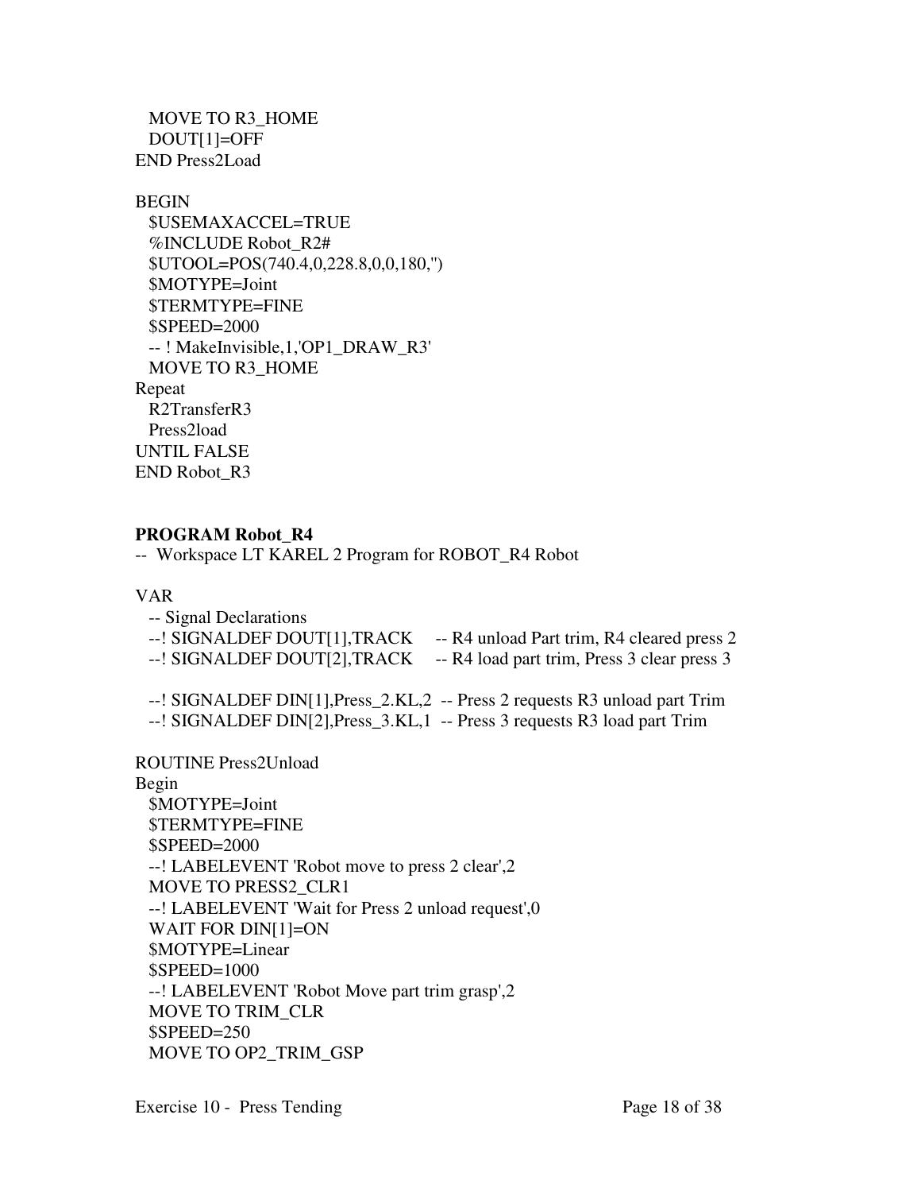```
  MOVE TO R3_HOME
  DOUT[1]=OFF
END Press2Load

BEGIN
  $USEMAXACCEL=TRUE
  %INCLUDE Robot_R2#
  $UTOOL=POS(740.4,0,228.8,0,0,180,'')
  $MOTYPE=Joint
  $TERMTYPE=FINE
  $SPEED=2000
  -- ! MakeInvisible,1,'OP1_DRAW_R3'
  MOVE TO R3_HOME
Repeat
  R2TransferR3
  Press2load
UNTIL FALSE
END Robot_R3
```

**PROGRAM Robot_R4**

```
-- Workspace LT KAREL 2 Program for ROBOT_R4 Robot

VAR
  -- Signal Declarations
  --! SIGNALDEF DOUT[1],TRACK     -- R4 unload Part trim, R4 cleared press 2
  --! SIGNALDEF DOUT[2],TRACK     -- R4 load part trim, Press 3 clear press 3

  --! SIGNALDEF DIN[1],Press_2.KL,2  -- Press 2 requests R3 unload part Trim
  --! SIGNALDEF DIN[2],Press_3.KL,1  -- Press 3 requests R3 load part Trim

ROUTINE Press2Unload
Begin
  $MOTYPE=Joint
  $TERMTYPE=FINE
  $SPEED=2000
  --! LABELEVENT 'Robot move to press 2 clear',2
  MOVE TO PRESS2_CLR1
  --! LABELEVENT 'Wait for Press 2 unload request',0
  WAIT FOR DIN[1]=ON
  $MOTYPE=Linear
  $SPEED=1000
  --! LABELEVENT 'Robot Move part trim grasp',2
  MOVE TO TRIM_CLR
  $SPEED=250
  MOVE TO OP2_TRIM_GSP
```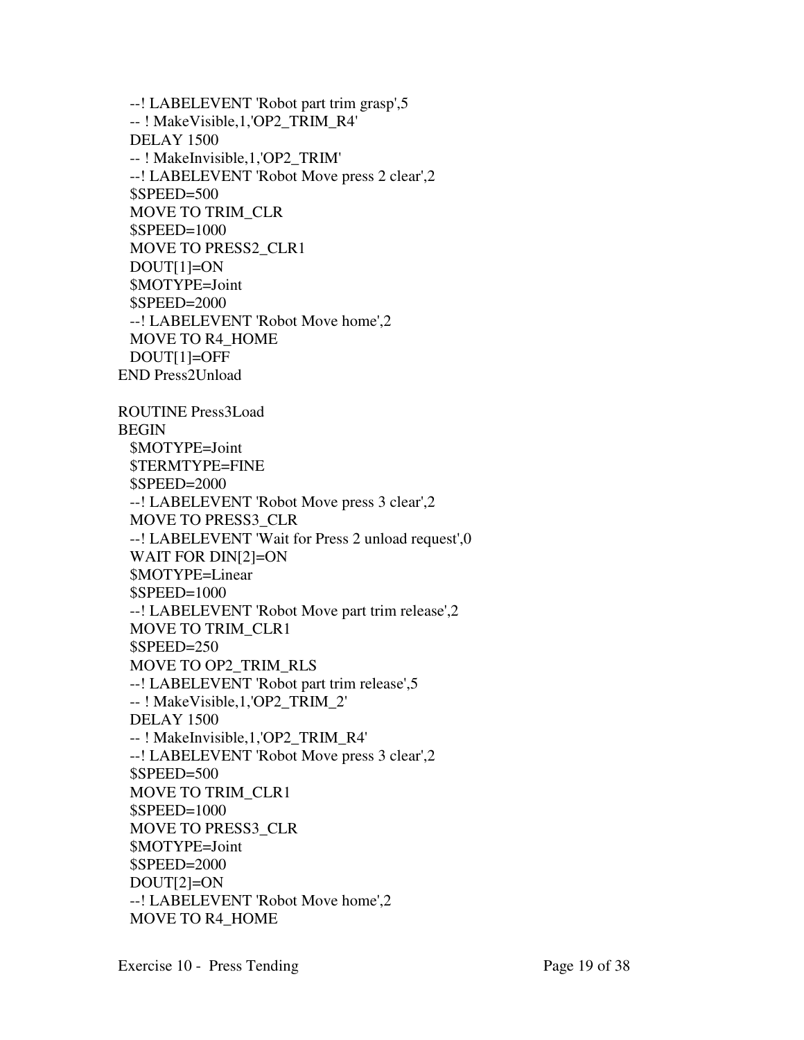```
  --! LABELEVENT 'Robot part trim grasp',5
  -- ! MakeVisible,1,'OP2_TRIM_R4'
  DELAY 1500
  -- ! MakeInvisible,1,'OP2_TRIM'
  --! LABELEVENT 'Robot Move press 2 clear',2
  $SPEED=500
  MOVE TO TRIM_CLR
  $SPEED=1000
  MOVE TO PRESS2_CLR1
  DOUT[1]=ON
  $MOTYPE=Joint
  $SPEED=2000
  --! LABELEVENT 'Robot Move home',2
  MOVE TO R4_HOME
  DOUT[1]=OFF
END Press2Unload

ROUTINE Press3Load
BEGIN
  $MOTYPE=Joint
  $TERMTYPE=FINE
  $SPEED=2000
  --! LABELEVENT 'Robot Move press 3 clear',2
  MOVE TO PRESS3_CLR
  --! LABELEVENT 'Wait for Press 2 unload request',0
  WAIT FOR DIN[2]=ON
  $MOTYPE=Linear
  $SPEED=1000
  --! LABELEVENT 'Robot Move part trim release',2
  MOVE TO TRIM_CLR1
  $SPEED=250
  MOVE TO OP2_TRIM_RLS
  --! LABELEVENT 'Robot part trim release',5
  -- ! MakeVisible,1,'OP2_TRIM_2'
  DELAY 1500
  -- ! MakeInvisible,1,'OP2_TRIM_R4'
  --! LABELEVENT 'Robot Move press 3 clear',2
  $SPEED=500
  MOVE TO TRIM_CLR1
  $SPEED=1000
  MOVE TO PRESS3_CLR
  $MOTYPE=Joint
  $SPEED=2000
  DOUT[2]=ON
  --! LABELEVENT 'Robot Move home',2
  MOVE TO R4_HOME
```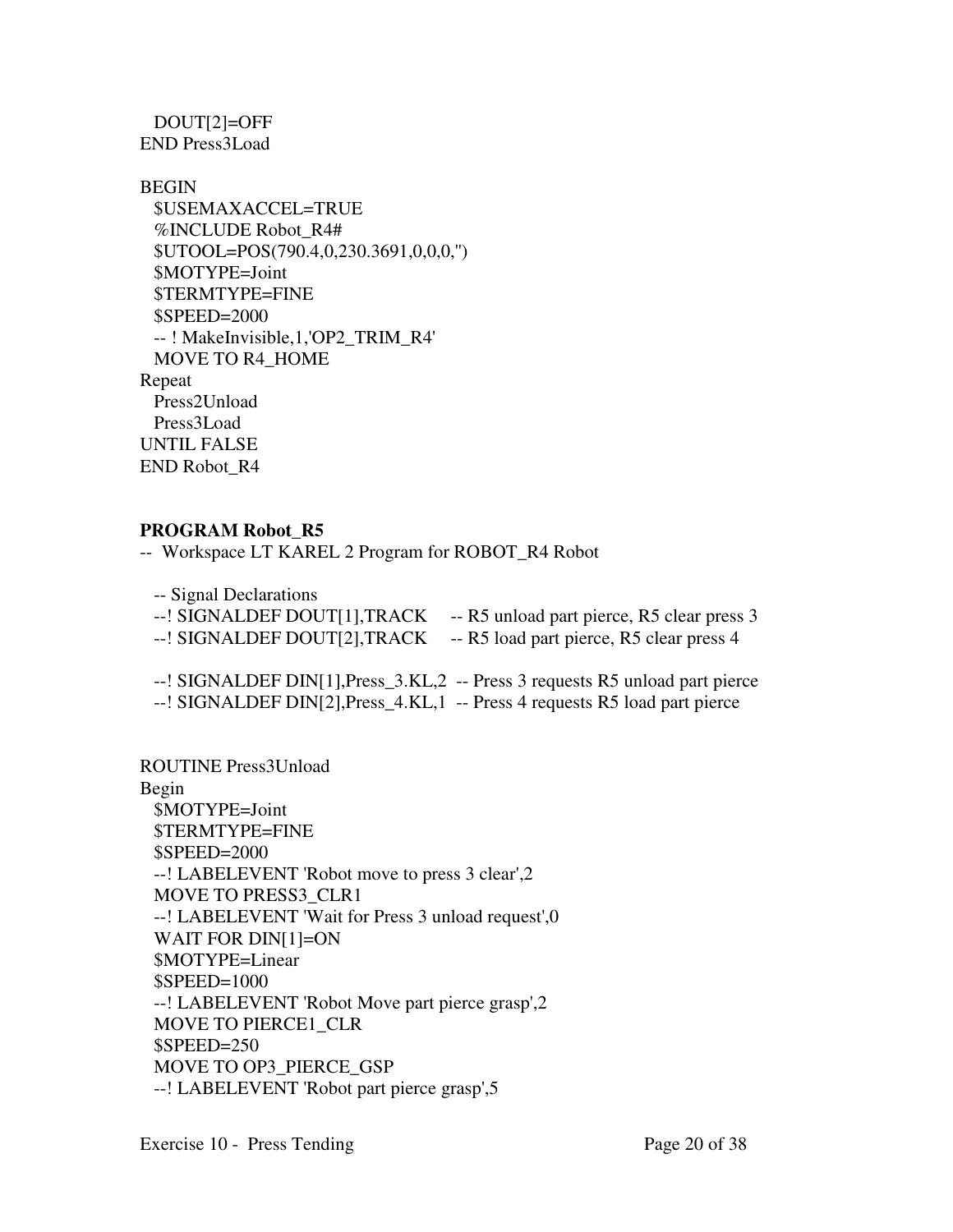```
  DOUT[2]=OFF
END Press3Load

BEGIN
  $USEMAXACCEL=TRUE
  %INCLUDE Robot_R4#
  $UTOOL=POS(790.4,0,230.3691,0,0,0,'')
  $MOTYPE=Joint
  $TERMTYPE=FINE
  $SPEED=2000
  -- ! MakeInvisible,1,'OP2_TRIM_R4'
  MOVE TO R4_HOME
Repeat
  Press2Unload
  Press3Load
UNTIL FALSE
END Robot_R4
```

**PROGRAM Robot_R5**

```
--  Workspace LT KAREL 2 Program for ROBOT_R4 Robot

  -- Signal Declarations
  --! SIGNALDEF DOUT[1],TRACK      -- R5 unload part pierce, R5 clear press 3
  --! SIGNALDEF DOUT[2],TRACK      -- R5 load part pierce, R5 clear press 4

  --! SIGNALDEF DIN[1],Press_3.KL,2  -- Press 3 requests R5 unload part pierce
  --! SIGNALDEF DIN[2],Press_4.KL,1  -- Press 4 requests R5 load part pierce


ROUTINE Press3Unload
Begin
  $MOTYPE=Joint
  $TERMTYPE=FINE
  $SPEED=2000
  --! LABELEVENT 'Robot move to press 3 clear',2
  MOVE TO PRESS3_CLR1
  --! LABELEVENT 'Wait for Press 3 unload request',0
  WAIT FOR DIN[1]=ON
  $MOTYPE=Linear
  $SPEED=1000
  --! LABELEVENT 'Robot Move part pierce grasp',2
  MOVE TO PIERCE1_CLR
  $SPEED=250
  MOVE TO OP3_PIERCE_GSP
  --! LABELEVENT 'Robot part pierce grasp',5
```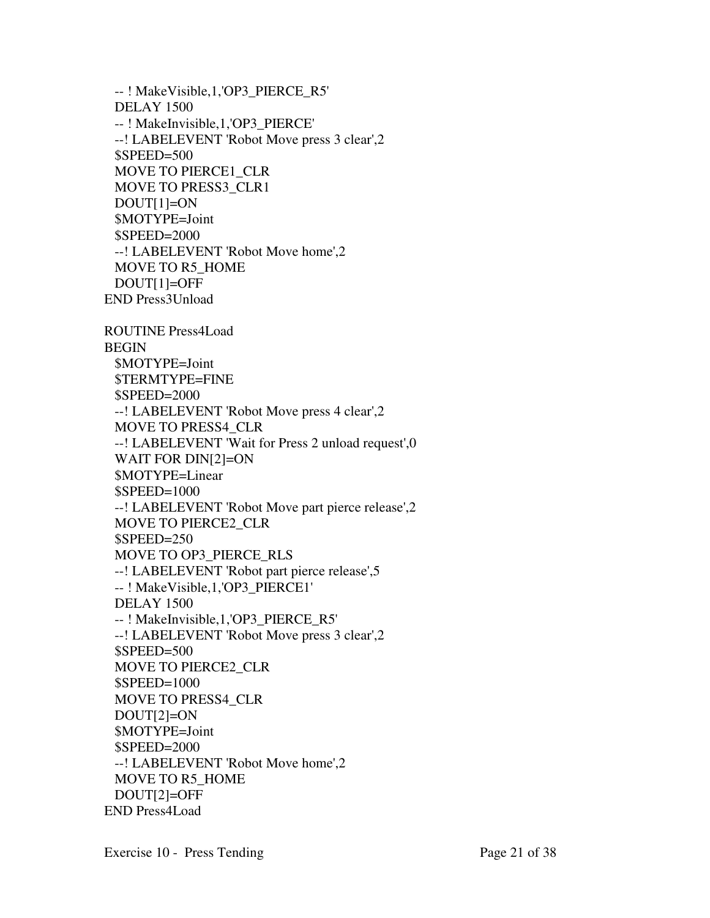```
  -- ! MakeVisible,1,'OP3_PIERCE_R5'
  DELAY 1500
  -- ! MakeInvisible,1,'OP3_PIERCE'
  --! LABELEVENT 'Robot Move press 3 clear',2
  $SPEED=500
  MOVE TO PIERCE1_CLR
  MOVE TO PRESS3_CLR1
  DOUT[1]=ON
  $MOTYPE=Joint
  $SPEED=2000
  --! LABELEVENT 'Robot Move home',2
  MOVE TO R5_HOME
  DOUT[1]=OFF
END Press3Unload

ROUTINE Press4Load
BEGIN
  $MOTYPE=Joint
  $TERMTYPE=FINE
  $SPEED=2000
  --! LABELEVENT 'Robot Move press 4 clear',2
  MOVE TO PRESS4_CLR
  --! LABELEVENT 'Wait for Press 2 unload request',0
  WAIT FOR DIN[2]=ON
  $MOTYPE=Linear
  $SPEED=1000
  --! LABELEVENT 'Robot Move part pierce release',2
  MOVE TO PIERCE2_CLR
  $SPEED=250
  MOVE TO OP3_PIERCE_RLS
  --! LABELEVENT 'Robot part pierce release',5
  -- ! MakeVisible,1,'OP3_PIERCE1'
  DELAY 1500
  -- ! MakeInvisible,1,'OP3_PIERCE_R5'
  --! LABELEVENT 'Robot Move press 3 clear',2
  $SPEED=500
  MOVE TO PIERCE2_CLR
  $SPEED=1000
  MOVE TO PRESS4_CLR
  DOUT[2]=ON
  $MOTYPE=Joint
  $SPEED=2000
  --! LABELEVENT 'Robot Move home',2
  MOVE TO R5_HOME
  DOUT[2]=OFF
END Press4Load
```

Exercise 10 - Press Tending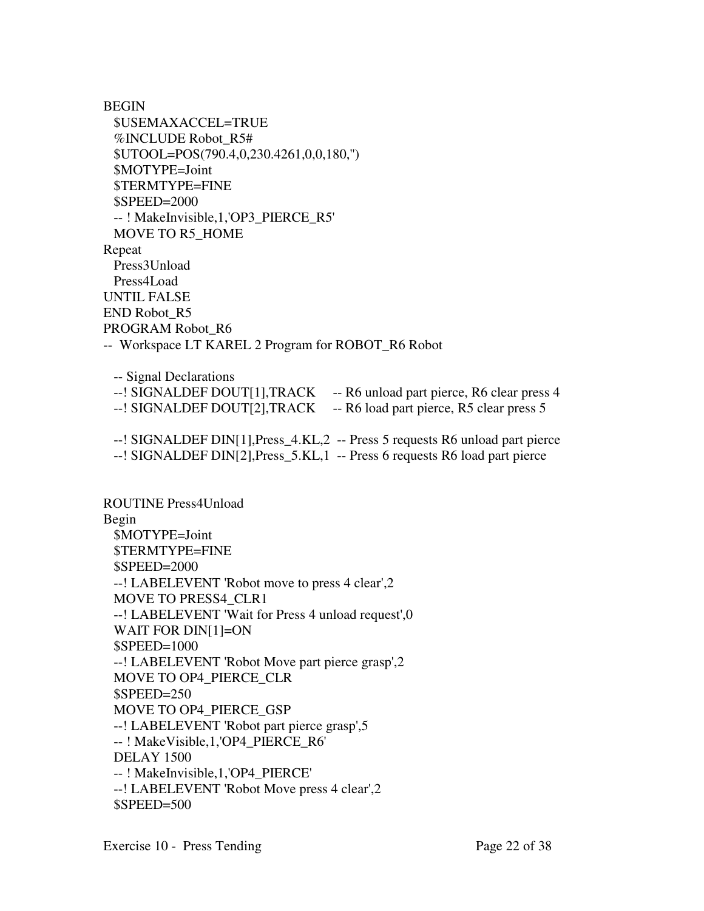```
BEGIN
  $USEMAXACCEL=TRUE
  %INCLUDE Robot_R5#
  $UTOOL=POS(790.4,0,230.4261,0,0,180,'')
  $MOTYPE=Joint
  $TERMTYPE=FINE
  $SPEED=2000
  -- ! MakeInvisible,1,'OP3_PIERCE_R5'
  MOVE TO R5_HOME
Repeat
  Press3Unload
  Press4Load
UNTIL FALSE
END Robot_R5
PROGRAM Robot_R6
--  Workspace LT KAREL 2 Program for ROBOT_R6 Robot

  -- Signal Declarations
  --! SIGNALDEF DOUT[1],TRACK     -- R6 unload part pierce, R6 clear press 4
  --! SIGNALDEF DOUT[2],TRACK     -- R6 load part pierce, R5 clear press 5

  --! SIGNALDEF DIN[1],Press_4.KL,2  -- Press 5 requests R6 unload part pierce
  --! SIGNALDEF DIN[2],Press_5.KL,1  -- Press 6 requests R6 load part pierce


ROUTINE Press4Unload
Begin
  $MOTYPE=Joint
  $TERMTYPE=FINE
  $SPEED=2000
  --! LABELEVENT 'Robot move to press 4 clear',2
  MOVE TO PRESS4_CLR1
  --! LABELEVENT 'Wait for Press 4 unload request',0
  WAIT FOR DIN[1]=ON
  $SPEED=1000
  --! LABELEVENT 'Robot Move part pierce grasp',2
  MOVE TO OP4_PIERCE_CLR
  $SPEED=250
  MOVE TO OP4_PIERCE_GSP
  --! LABELEVENT 'Robot part pierce grasp',5
  -- ! MakeVisible,1,'OP4_PIERCE_R6'
  DELAY 1500
  -- ! MakeInvisible,1,'OP4_PIERCE'
  --! LABELEVENT 'Robot Move press 4 clear',2
  $SPEED=500
```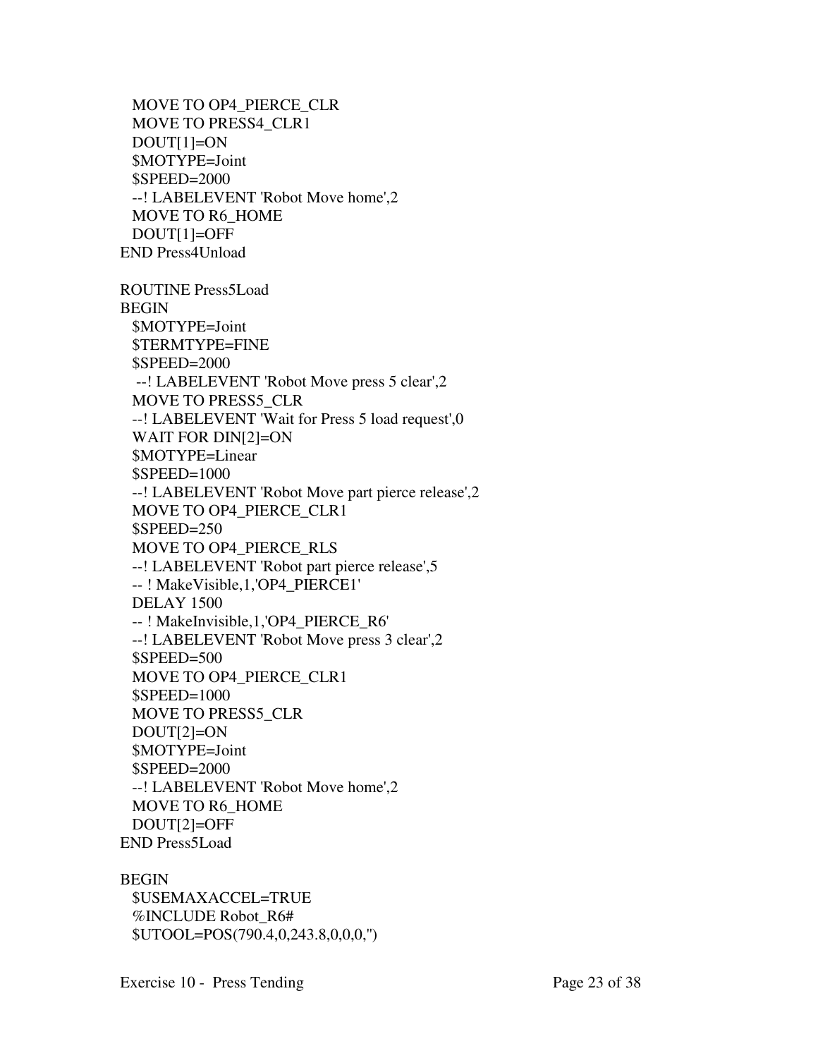```
  MOVE TO OP4_PIERCE_CLR
  MOVE TO PRESS4_CLR1
  DOUT[1]=ON
  $MOTYPE=Joint
  $SPEED=2000
  --! LABELEVENT 'Robot Move home',2
  MOVE TO R6_HOME
  DOUT[1]=OFF
END Press4Unload

ROUTINE Press5Load
BEGIN
  $MOTYPE=Joint
  $TERMTYPE=FINE
  $SPEED=2000
   --! LABELEVENT 'Robot Move press 5 clear',2
  MOVE TO PRESS5_CLR
  --! LABELEVENT 'Wait for Press 5 load request',0
  WAIT FOR DIN[2]=ON
  $MOTYPE=Linear
  $SPEED=1000
  --! LABELEVENT 'Robot Move part pierce release',2
  MOVE TO OP4_PIERCE_CLR1
  $SPEED=250
  MOVE TO OP4_PIERCE_RLS
  --! LABELEVENT 'Robot part pierce release',5
  -- ! MakeVisible,1,'OP4_PIERCE1'
  DELAY 1500
  -- ! MakeInvisible,1,'OP4_PIERCE_R6'
  --! LABELEVENT 'Robot Move press 3 clear',2
  $SPEED=500
  MOVE TO OP4_PIERCE_CLR1
  $SPEED=1000
  MOVE TO PRESS5_CLR
  DOUT[2]=ON
  $MOTYPE=Joint
  $SPEED=2000
  --! LABELEVENT 'Robot Move home',2
  MOVE TO R6_HOME
  DOUT[2]=OFF
END Press5Load

BEGIN
  $USEMAXACCEL=TRUE
  %INCLUDE Robot_R6#
  $UTOOL=POS(790.4,0,243.8,0,0,0,'')
```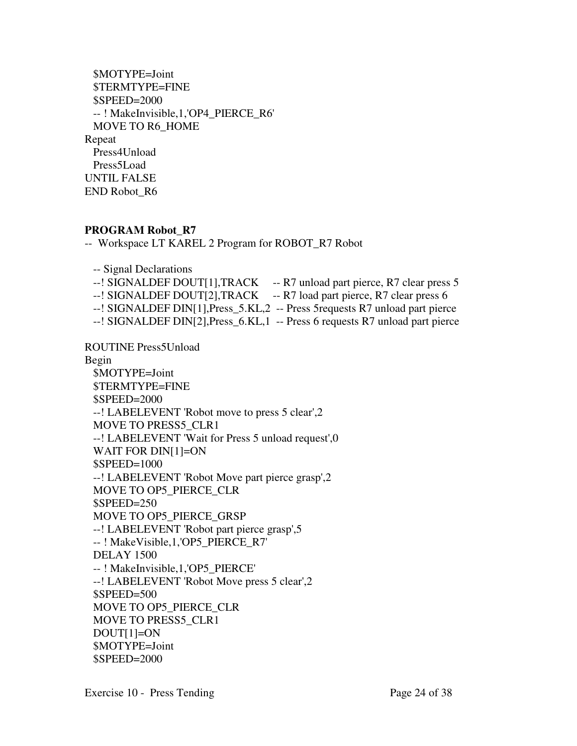```
  $MOTYPE=Joint
  $TERMTYPE=FINE
  $SPEED=2000
  -- ! MakeInvisible,1,'OP4_PIERCE_R6'
  MOVE TO R6_HOME
Repeat
  Press4Unload
  Press5Load
UNTIL FALSE
END Robot_R6
```

**PROGRAM Robot_R7**

```
--  Workspace LT KAREL 2 Program for ROBOT_R7 Robot

  -- Signal Declarations
  --! SIGNALDEF DOUT[1],TRACK     -- R7 unload part pierce, R7 clear press 5
  --! SIGNALDEF DOUT[2],TRACK     -- R7 load part pierce, R7 clear press 6
  --! SIGNALDEF DIN[1],Press_5.KL,2  -- Press 5requests R7 unload part pierce
  --! SIGNALDEF DIN[2],Press_6.KL,1  -- Press 6 requests R7 unload part pierce

ROUTINE Press5Unload
Begin
  $MOTYPE=Joint
  $TERMTYPE=FINE
  $SPEED=2000
  --! LABELEVENT 'Robot move to press 5 clear',2
  MOVE TO PRESS5_CLR1
  --! LABELEVENT 'Wait for Press 5 unload request',0
  WAIT FOR DIN[1]=ON
  $SPEED=1000
  --! LABELEVENT 'Robot Move part pierce grasp',2
  MOVE TO OP5_PIERCE_CLR
  $SPEED=250
  MOVE TO OP5_PIERCE_GRSP
  --! LABELEVENT 'Robot part pierce grasp',5
  -- ! MakeVisible,1,'OP5_PIERCE_R7'
  DELAY 1500
  -- ! MakeInvisible,1,'OP5_PIERCE'
  --! LABELEVENT 'Robot Move press 5 clear',2
  $SPEED=500
  MOVE TO OP5_PIERCE_CLR
  MOVE TO PRESS5_CLR1
  DOUT[1]=ON
  $MOTYPE=Joint
  $SPEED=2000
```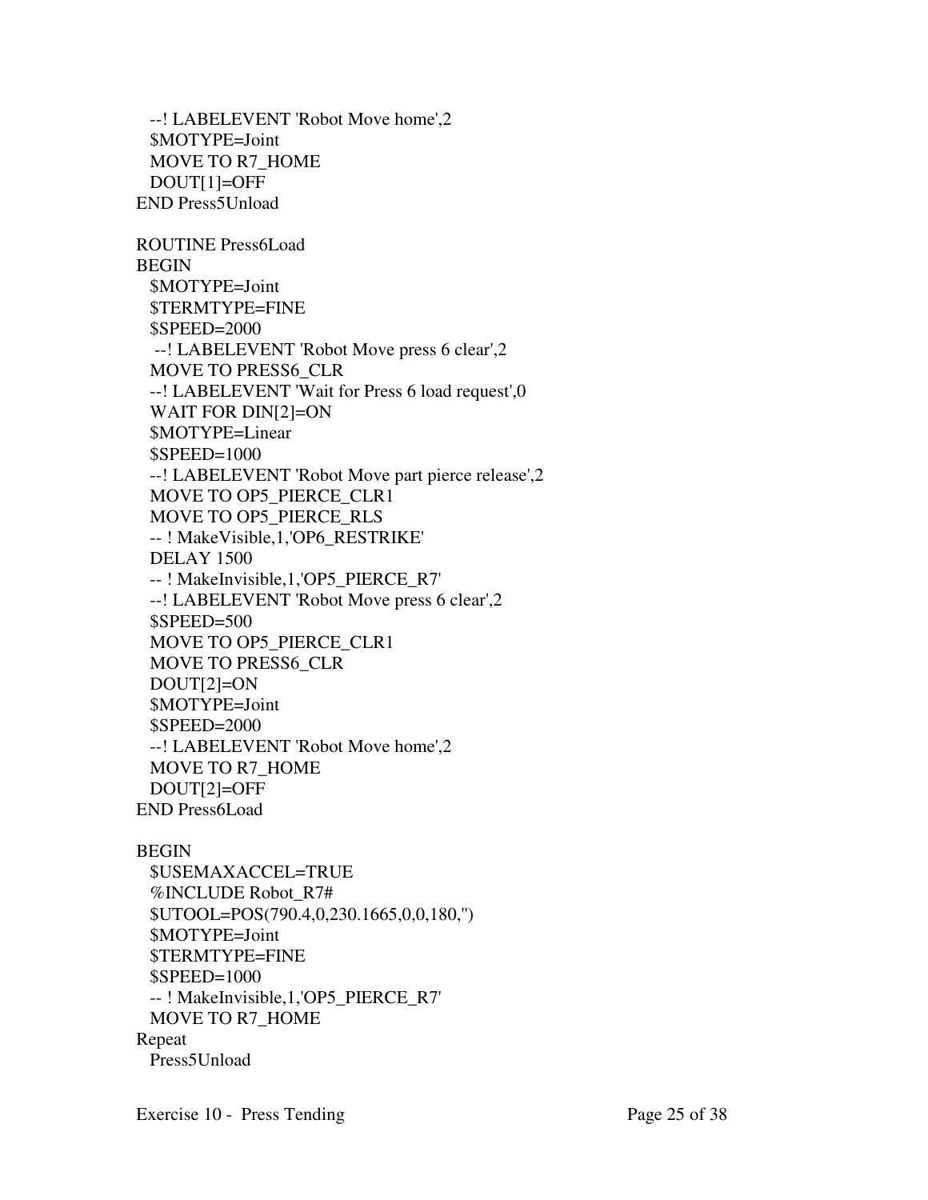```
  --! LABELEVENT 'Robot Move home',2
  $MOTYPE=Joint
  MOVE TO R7_HOME
  DOUT[1]=OFF
END Press5Unload

ROUTINE Press6Load
BEGIN
  $MOTYPE=Joint
  $TERMTYPE=FINE
  $SPEED=2000
   --! LABELEVENT 'Robot Move press 6 clear',2
  MOVE TO PRESS6_CLR
  --! LABELEVENT 'Wait for Press 6 load request',0
  WAIT FOR DIN[2]=ON
  $MOTYPE=Linear
  $SPEED=1000
  --! LABELEVENT 'Robot Move part pierce release',2
  MOVE TO OP5_PIERCE_CLR1
  MOVE TO OP5_PIERCE_RLS
  -- ! MakeVisible,1,'OP6_RESTRIKE'
  DELAY 1500
  -- ! MakeInvisible,1,'OP5_PIERCE_R7'
  --! LABELEVENT 'Robot Move press 6 clear',2
  $SPEED=500
  MOVE TO OP5_PIERCE_CLR1
  MOVE TO PRESS6_CLR
  DOUT[2]=ON
  $MOTYPE=Joint
  $SPEED=2000
  --! LABELEVENT 'Robot Move home',2
  MOVE TO R7_HOME
  DOUT[2]=OFF
END Press6Load

BEGIN
  $USEMAXACCEL=TRUE
  %INCLUDE Robot_R7#
  $UTOOL=POS(790.4,0,230.1665,0,0,180,'')
  $MOTYPE=Joint
  $TERMTYPE=FINE
  $SPEED=1000
  -- ! MakeInvisible,1,'OP5_PIERCE_R7'
  MOVE TO R7_HOME
Repeat
  Press5Unload
```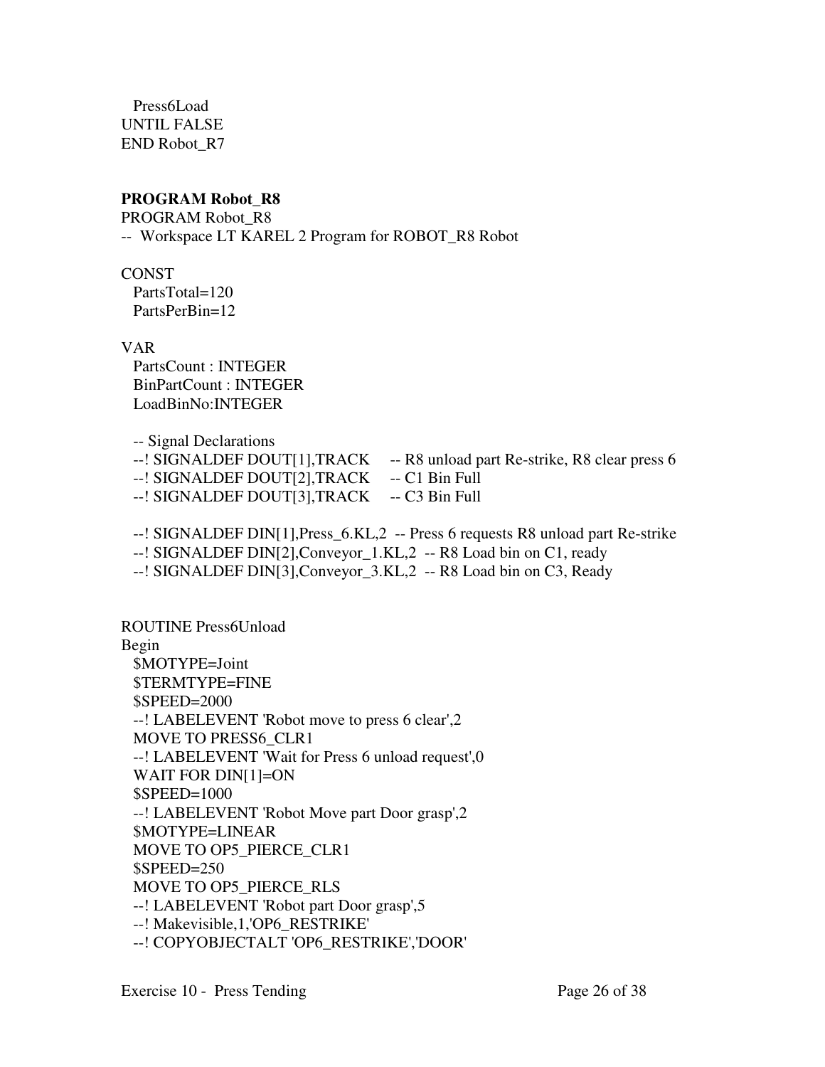```
  Press6Load
UNTIL FALSE
END Robot_R7
```

**PROGRAM Robot_R8**

```
PROGRAM Robot_R8
--  Workspace LT KAREL 2 Program for ROBOT_R8 Robot

CONST
  PartsTotal=120
  PartsPerBin=12

VAR
  PartsCount : INTEGER
  BinPartCount : INTEGER
  LoadBinNo:INTEGER

  -- Signal Declarations
  --! SIGNALDEF DOUT[1],TRACK     -- R8 unload part Re-strike, R8 clear press 6
  --! SIGNALDEF DOUT[2],TRACK     -- C1 Bin Full
  --! SIGNALDEF DOUT[3],TRACK     -- C3 Bin Full

  --! SIGNALDEF DIN[1],Press_6.KL,2  -- Press 6 requests R8 unload part Re-strike
  --! SIGNALDEF DIN[2],Conveyor_1.KL,2  -- R8 Load bin on C1, ready
  --! SIGNALDEF DIN[3],Conveyor_3.KL,2  -- R8 Load bin on C3, Ready


ROUTINE Press6Unload
Begin
  $MOTYPE=Joint
  $TERMTYPE=FINE
  $SPEED=2000
  --! LABELEVENT 'Robot move to press 6 clear',2
  MOVE TO PRESS6_CLR1
  --! LABELEVENT 'Wait for Press 6 unload request',0
  WAIT FOR DIN[1]=ON
  $SPEED=1000
  --! LABELEVENT 'Robot Move part Door grasp',2
  $MOTYPE=LINEAR
  MOVE TO OP5_PIERCE_CLR1
  $SPEED=250
  MOVE TO OP5_PIERCE_RLS
  --! LABELEVENT 'Robot part Door grasp',5
  --! Makevisible,1,'OP6_RESTRIKE'
  --! COPYOBJECTALT 'OP6_RESTRIKE','DOOR'
```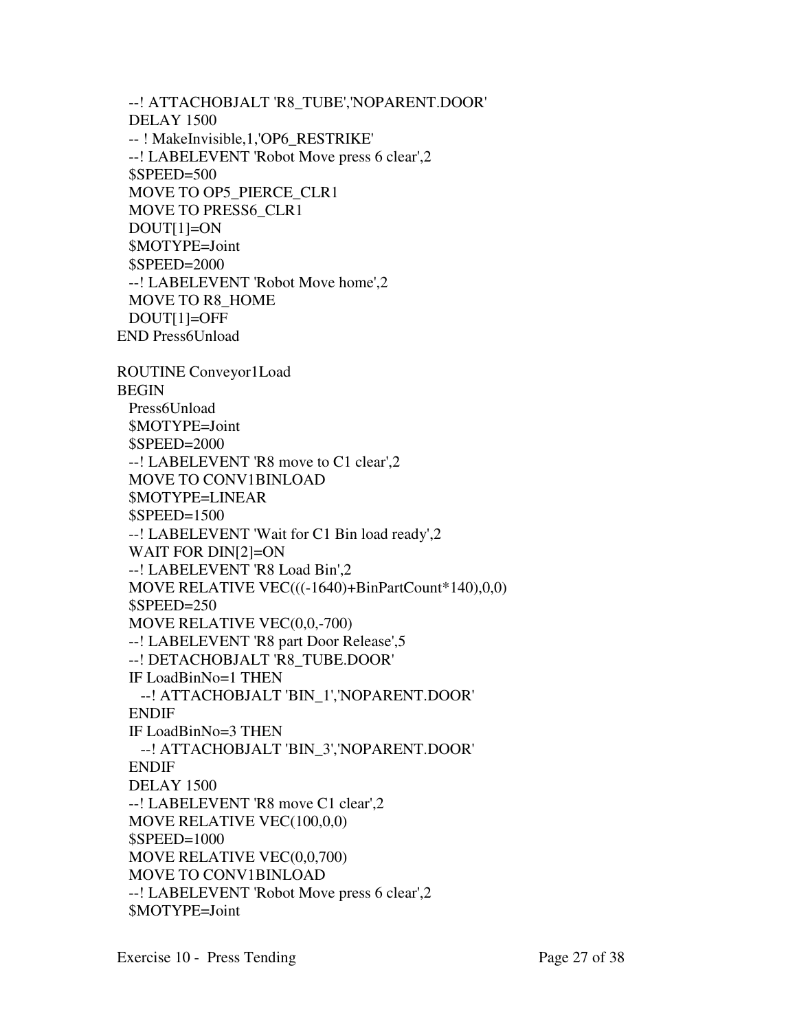```
  --! ATTACHOBJALT 'R8_TUBE','NOPARENT.DOOR'
  DELAY 1500
  -- ! MakeInvisible,1,'OP6_RESTRIKE'
  --! LABELEVENT 'Robot Move press 6 clear',2
  $SPEED=500
  MOVE TO OP5_PIERCE_CLR1
  MOVE TO PRESS6_CLR1
  DOUT[1]=ON
  $MOTYPE=Joint
  $SPEED=2000
  --! LABELEVENT 'Robot Move home',2
  MOVE TO R8_HOME
  DOUT[1]=OFF
END Press6Unload

ROUTINE Conveyor1Load
BEGIN
  Press6Unload
  $MOTYPE=Joint
  $SPEED=2000
  --! LABELEVENT 'R8 move to C1 clear',2
  MOVE TO CONV1BINLOAD
  $MOTYPE=LINEAR
  $SPEED=1500
  --! LABELEVENT 'Wait for C1 Bin load ready',2
  WAIT FOR DIN[2]=ON
  --! LABELEVENT 'R8 Load Bin',2
  MOVE RELATIVE VEC(((-1640)+BinPartCount*140),0,0)
  $SPEED=250
  MOVE RELATIVE VEC(0,0,-700)
  --! LABELEVENT 'R8 part Door Release',5
  --! DETACHOBJALT 'R8_TUBE.DOOR'
  IF LoadBinNo=1 THEN
    --! ATTACHOBJALT 'BIN_1','NOPARENT.DOOR'
  ENDIF
  IF LoadBinNo=3 THEN
    --! ATTACHOBJALT 'BIN_3','NOPARENT.DOOR'
  ENDIF
  DELAY 1500
  --! LABELEVENT 'R8 move C1 clear',2
  MOVE RELATIVE VEC(100,0,0)
  $SPEED=1000
  MOVE RELATIVE VEC(0,0,700)
  MOVE TO CONV1BINLOAD
  --! LABELEVENT 'Robot Move press 6 clear',2
  $MOTYPE=Joint
```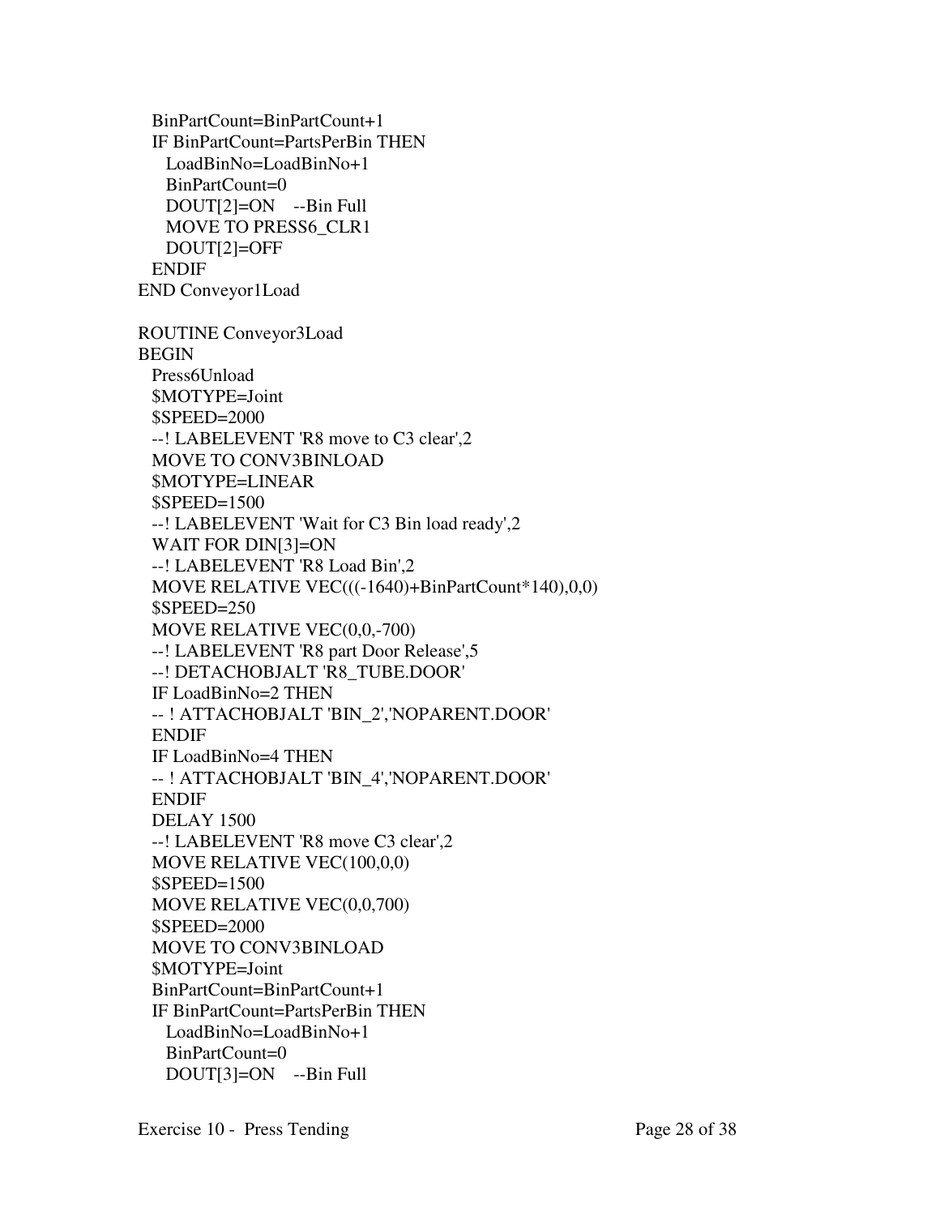```
  BinPartCount=BinPartCount+1
  IF BinPartCount=PartsPerBin THEN
    LoadBinNo=LoadBinNo+1
    BinPartCount=0
    DOUT[2]=ON    --Bin Full
    MOVE TO PRESS6_CLR1
    DOUT[2]=OFF
  ENDIF
END Conveyor1Load

ROUTINE Conveyor3Load
BEGIN
  Press6Unload
  $MOTYPE=Joint
  $SPEED=2000
  --! LABELEVENT 'R8 move to C3 clear',2
  MOVE TO CONV3BINLOAD
  $MOTYPE=LINEAR
  $SPEED=1500
  --! LABELEVENT 'Wait for C3 Bin load ready',2
  WAIT FOR DIN[3]=ON
  --! LABELEVENT 'R8 Load Bin',2
  MOVE RELATIVE VEC(((-1640)+BinPartCount*140),0,0)
  $SPEED=250
  MOVE RELATIVE VEC(0,0,-700)
  --! LABELEVENT 'R8 part Door Release',5
  --! DETACHOBJALT 'R8_TUBE.DOOR'
  IF LoadBinNo=2 THEN
  -- ! ATTACHOBJALT 'BIN_2','NOPARENT.DOOR'
  ENDIF
  IF LoadBinNo=4 THEN
  -- ! ATTACHOBJALT 'BIN_4','NOPARENT.DOOR'
  ENDIF
  DELAY 1500
  --! LABELEVENT 'R8 move C3 clear',2
  MOVE RELATIVE VEC(100,0,0)
  $SPEED=1500
  MOVE RELATIVE VEC(0,0,700)
  $SPEED=2000
  MOVE TO CONV3BINLOAD
  $MOTYPE=Joint
  BinPartCount=BinPartCount+1
  IF BinPartCount=PartsPerBin THEN
    LoadBinNo=LoadBinNo+1
    BinPartCount=0
    DOUT[3]=ON    --Bin Full
```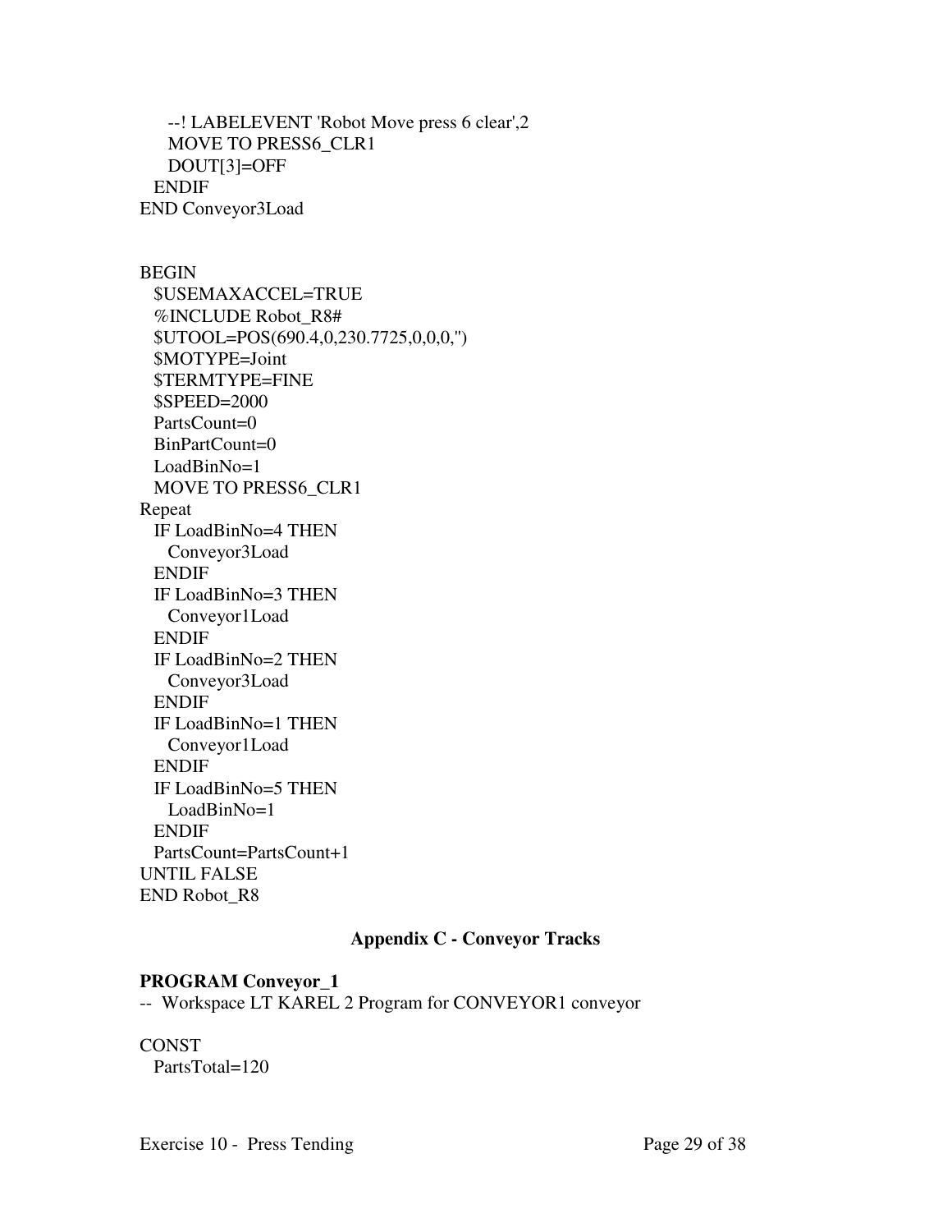```
    --! LABELEVENT 'Robot Move press 6 clear',2
    MOVE TO PRESS6_CLR1
    DOUT[3]=OFF
  ENDIF
END Conveyor3Load


BEGIN
  $USEMAXACCEL=TRUE
  %INCLUDE Robot_R8#
  $UTOOL=POS(690.4,0,230.7725,0,0,0,'')
  $MOTYPE=Joint
  $TERMTYPE=FINE
  $SPEED=2000
  PartsCount=0
  BinPartCount=0
  LoadBinNo=1
  MOVE TO PRESS6_CLR1
Repeat
  IF LoadBinNo=4 THEN
    Conveyor3Load
  ENDIF
  IF LoadBinNo=3 THEN
    Conveyor1Load
  ENDIF
  IF LoadBinNo=2 THEN
    Conveyor3Load
  ENDIF
  IF LoadBinNo=1 THEN
    Conveyor1Load
  ENDIF
  IF LoadBinNo=5 THEN
    LoadBinNo=1
  ENDIF
  PartsCount=PartsCount+1
UNTIL FALSE
END Robot_R8
```

## Appendix C - Conveyor Tracks

**PROGRAM Conveyor_1**

```
--  Workspace LT KAREL 2 Program for CONVEYOR1 conveyor

CONST
  PartsTotal=120
```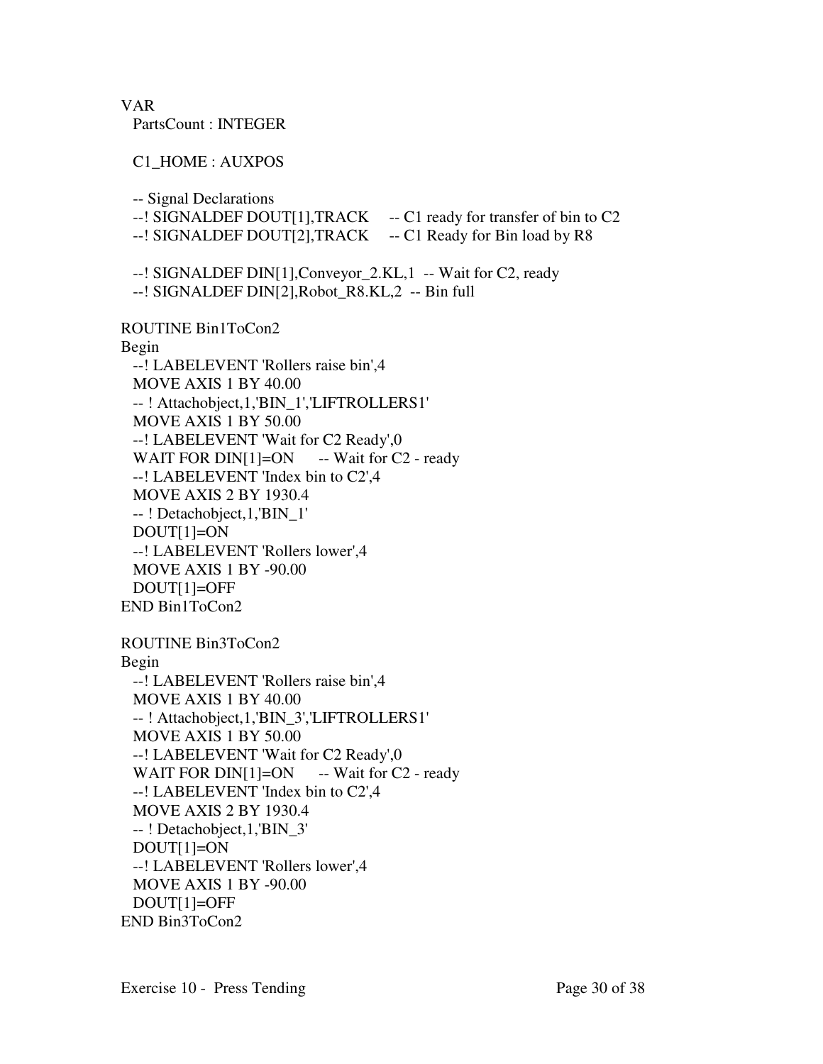```
VAR
  PartsCount : INTEGER

  C1_HOME : AUXPOS

  -- Signal Declarations
  --! SIGNALDEF DOUT[1],TRACK     -- C1 ready for transfer of bin to C2
  --! SIGNALDEF DOUT[2],TRACK     -- C1 Ready for Bin load by R8

  --! SIGNALDEF DIN[1],Conveyor_2.KL,1  -- Wait for C2, ready
  --! SIGNALDEF DIN[2],Robot_R8.KL,2  -- Bin full

ROUTINE Bin1ToCon2
Begin
  --! LABELEVENT 'Rollers raise bin',4
  MOVE AXIS 1 BY 40.00
  -- ! Attachobject,1,'BIN_1','LIFTROLLERS1'
  MOVE AXIS 1 BY 50.00
  --! LABELEVENT 'Wait for C2 Ready',0
  WAIT FOR DIN[1]=ON      -- Wait for C2 - ready
  --! LABELEVENT 'Index bin to C2',4
  MOVE AXIS 2 BY 1930.4
  -- ! Detachobject,1,'BIN_1'
  DOUT[1]=ON
  --! LABELEVENT 'Rollers lower',4
  MOVE AXIS 1 BY -90.00
  DOUT[1]=OFF
END Bin1ToCon2

ROUTINE Bin3ToCon2
Begin
  --! LABELEVENT 'Rollers raise bin',4
  MOVE AXIS 1 BY 40.00
  -- ! Attachobject,1,'BIN_3','LIFTROLLERS1'
  MOVE AXIS 1 BY 50.00
  --! LABELEVENT 'Wait for C2 Ready',0
  WAIT FOR DIN[1]=ON      -- Wait for C2 - ready
  --! LABELEVENT 'Index bin to C2',4
  MOVE AXIS 2 BY 1930.4
  -- ! Detachobject,1,'BIN_3'
  DOUT[1]=ON
  --! LABELEVENT 'Rollers lower',4
  MOVE AXIS 1 BY -90.00
  DOUT[1]=OFF
END Bin3ToCon2
```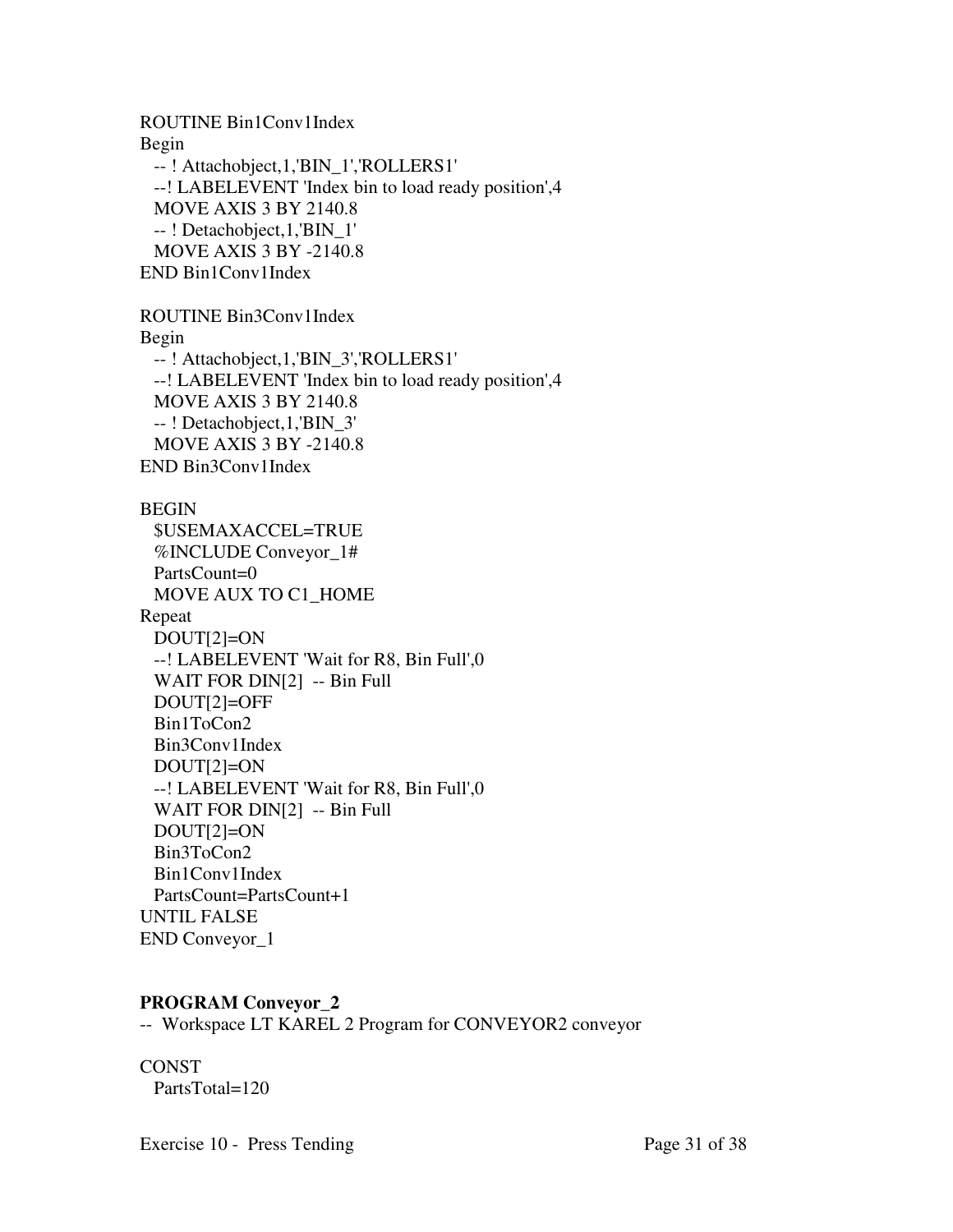```
ROUTINE Bin1Conv1Index
Begin
  -- ! Attachobject,1,'BIN_1','ROLLERS1'
  --! LABELEVENT 'Index bin to load ready position',4
  MOVE AXIS 3 BY 2140.8
  -- ! Detachobject,1,'BIN_1'
  MOVE AXIS 3 BY -2140.8
END Bin1Conv1Index

ROUTINE Bin3Conv1Index
Begin
  -- ! Attachobject,1,'BIN_3','ROLLERS1'
  --! LABELEVENT 'Index bin to load ready position',4
  MOVE AXIS 3 BY 2140.8
  -- ! Detachobject,1,'BIN_3'
  MOVE AXIS 3 BY -2140.8
END Bin3Conv1Index

BEGIN
  $USEMAXACCEL=TRUE
  %INCLUDE Conveyor_1#
  PartsCount=0
  MOVE AUX TO C1_HOME
Repeat
  DOUT[2]=ON
  --! LABELEVENT 'Wait for R8, Bin Full',0
  WAIT FOR DIN[2]  -- Bin Full
  DOUT[2]=OFF
  Bin1ToCon2
  Bin3Conv1Index
  DOUT[2]=ON
  --! LABELEVENT 'Wait for R8, Bin Full',0
  WAIT FOR DIN[2]  -- Bin Full
  DOUT[2]=ON
  Bin3ToCon2
  Bin1Conv1Index
  PartsCount=PartsCount+1
UNTIL FALSE
END Conveyor_1
```

**PROGRAM Conveyor_2**

```
--  Workspace LT KAREL 2 Program for CONVEYOR2 conveyor

CONST
  PartsTotal=120
```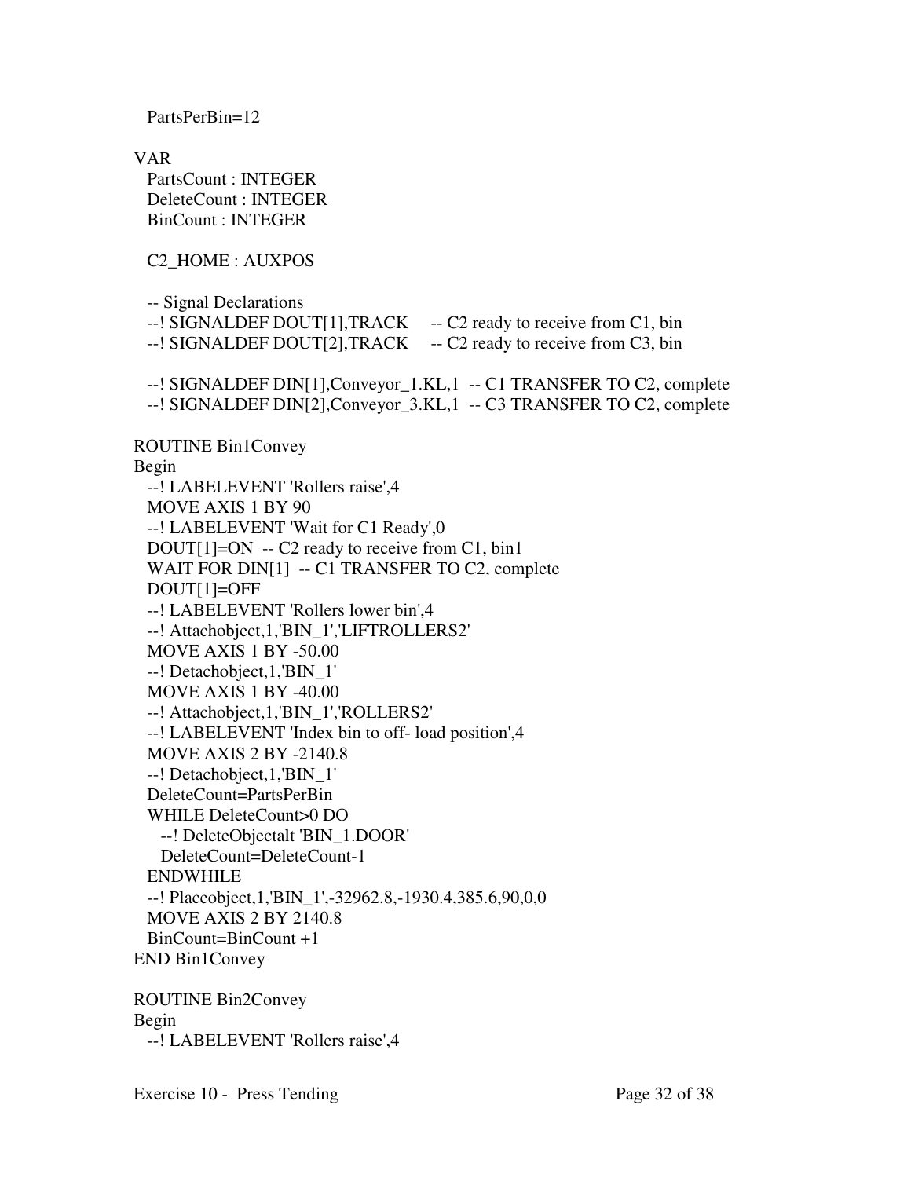```
  PartsPerBin=12

VAR
  PartsCount : INTEGER
  DeleteCount : INTEGER
  BinCount : INTEGER

  C2_HOME : AUXPOS

  -- Signal Declarations
  --! SIGNALDEF DOUT[1],TRACK     -- C2 ready to receive from C1, bin
  --! SIGNALDEF DOUT[2],TRACK     -- C2 ready to receive from C3, bin

  --! SIGNALDEF DIN[1],Conveyor_1.KL,1  -- C1 TRANSFER TO C2, complete
  --! SIGNALDEF DIN[2],Conveyor_3.KL,1  -- C3 TRANSFER TO C2, complete

ROUTINE Bin1Convey
Begin
  --! LABELEVENT 'Rollers raise',4
  MOVE AXIS 1 BY 90
  --! LABELEVENT 'Wait for C1 Ready',0
  DOUT[1]=ON  -- C2 ready to receive from C1, bin1
  WAIT FOR DIN[1]  -- C1 TRANSFER TO C2, complete
  DOUT[1]=OFF
  --! LABELEVENT 'Rollers lower bin',4
  --! Attachobject,1,'BIN_1','LIFTROLLERS2'
  MOVE AXIS 1 BY -50.00
  --! Detachobject,1,'BIN_1'
  MOVE AXIS 1 BY -40.00
  --! Attachobject,1,'BIN_1','ROLLERS2'
  --! LABELEVENT 'Index bin to off- load position',4
  MOVE AXIS 2 BY -2140.8
  --! Detachobject,1,'BIN_1'
  DeleteCount=PartsPerBin
  WHILE DeleteCount>0 DO
    --! DeleteObjectalt 'BIN_1.DOOR'
    DeleteCount=DeleteCount-1
  ENDWHILE
  --! Placeobject,1,'BIN_1',-32962.8,-1930.4,385.6,90,0,0
  MOVE AXIS 2 BY 2140.8
  BinCount=BinCount +1
END Bin1Convey

ROUTINE Bin2Convey
Begin
  --! LABELEVENT 'Rollers raise',4
```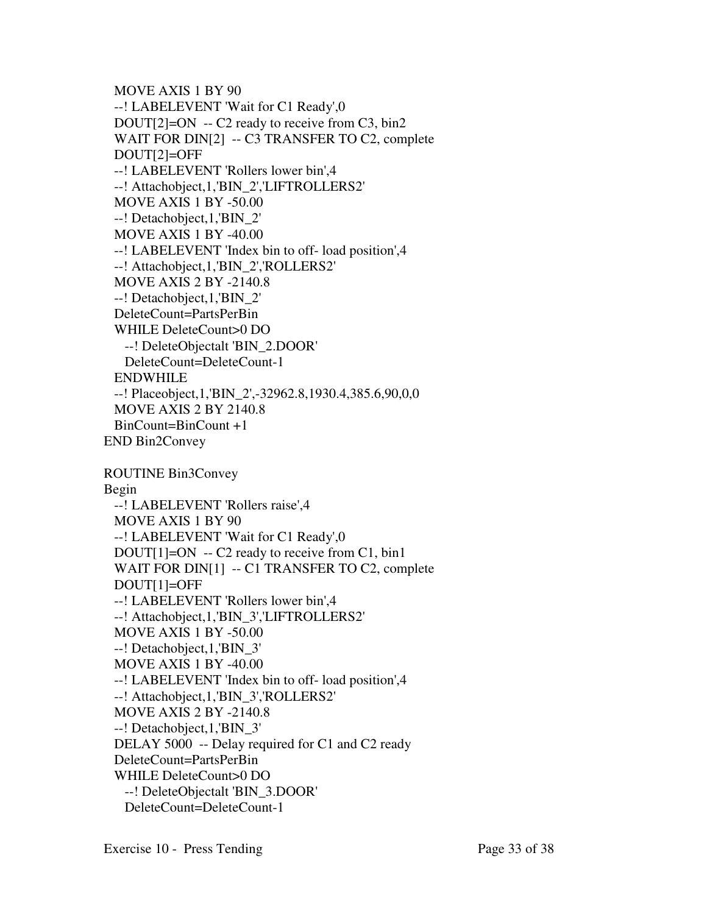```
  MOVE AXIS 1 BY 90
  --! LABELEVENT 'Wait for C1 Ready',0
  DOUT[2]=ON  -- C2 ready to receive from C3, bin2
  WAIT FOR DIN[2]  -- C3 TRANSFER TO C2, complete
  DOUT[2]=OFF
  --! LABELEVENT 'Rollers lower bin',4
  --! Attachobject,1,'BIN_2','LIFTROLLERS2'
  MOVE AXIS 1 BY -50.00
  --! Detachobject,1,'BIN_2'
  MOVE AXIS 1 BY -40.00
  --! LABELEVENT 'Index bin to off- load position',4
  --! Attachobject,1,'BIN_2','ROLLERS2'
  MOVE AXIS 2 BY -2140.8
  --! Detachobject,1,'BIN_2'
  DeleteCount=PartsPerBin
  WHILE DeleteCount>0 DO
    --! DeleteObjectalt 'BIN_2.DOOR'
    DeleteCount=DeleteCount-1
  ENDWHILE
  --! Placeobject,1,'BIN_2',-32962.8,1930.4,385.6,90,0,0
  MOVE AXIS 2 BY 2140.8
  BinCount=BinCount +1
END Bin2Convey

ROUTINE Bin3Convey
Begin
  --! LABELEVENT 'Rollers raise',4
  MOVE AXIS 1 BY 90
  --! LABELEVENT 'Wait for C1 Ready',0
  DOUT[1]=ON  -- C2 ready to receive from C1, bin1
  WAIT FOR DIN[1]  -- C1 TRANSFER TO C2, complete
  DOUT[1]=OFF
  --! LABELEVENT 'Rollers lower bin',4
  --! Attachobject,1,'BIN_3','LIFTROLLERS2'
  MOVE AXIS 1 BY -50.00
  --! Detachobject,1,'BIN_3'
  MOVE AXIS 1 BY -40.00
  --! LABELEVENT 'Index bin to off- load position',4
  --! Attachobject,1,'BIN_3','ROLLERS2'
  MOVE AXIS 2 BY -2140.8
  --! Detachobject,1,'BIN_3'
  DELAY 5000  -- Delay required for C1 and C2 ready
  DeleteCount=PartsPerBin
  WHILE DeleteCount>0 DO
    --! DeleteObjectalt 'BIN_3.DOOR'
    DeleteCount=DeleteCount-1
```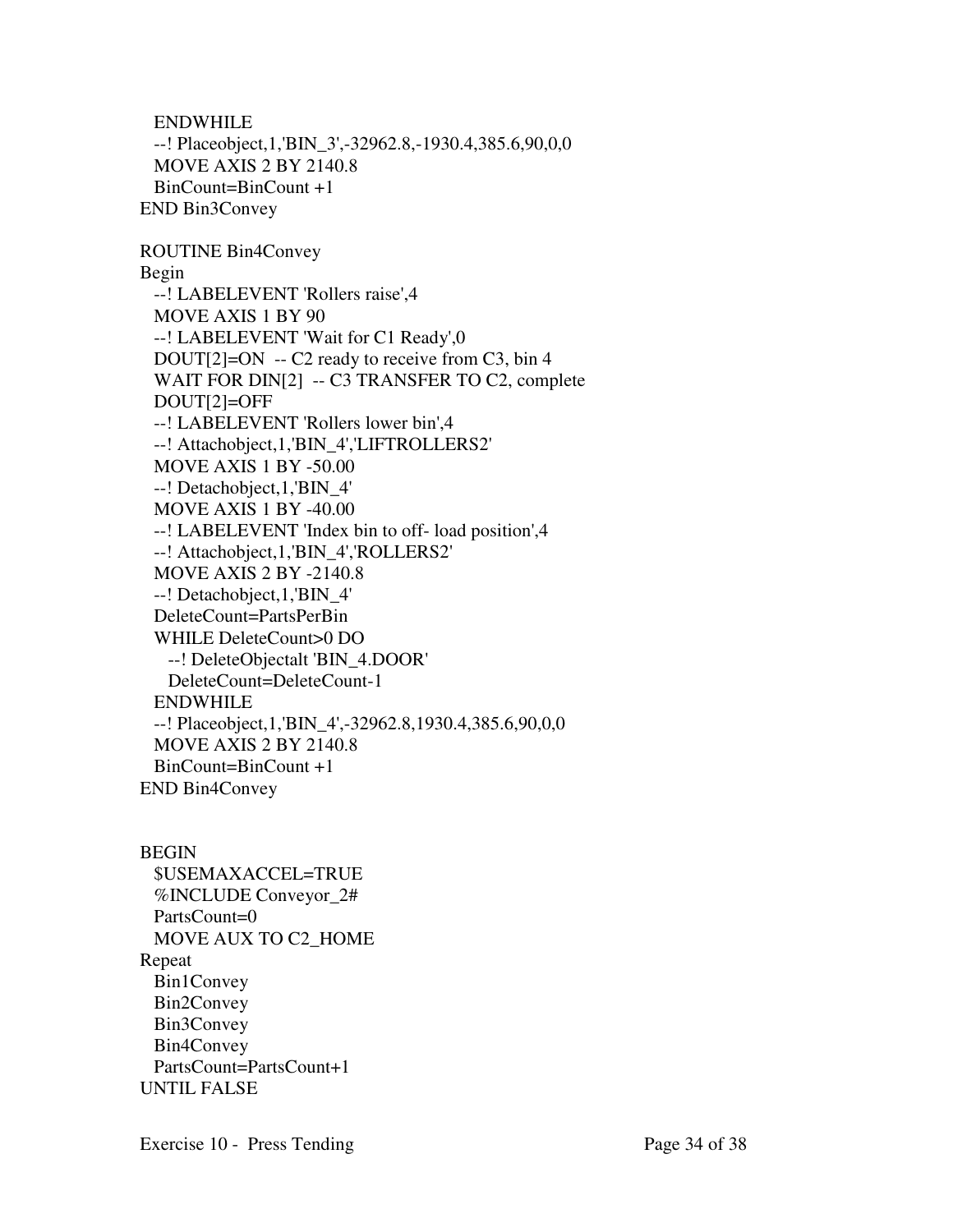```
  ENDWHILE
  --! Placeobject,1,'BIN_3',-32962.8,-1930.4,385.6,90,0,0
  MOVE AXIS 2 BY 2140.8
  BinCount=BinCount +1
END Bin3Convey

ROUTINE Bin4Convey
Begin
  --! LABELEVENT 'Rollers raise',4
  MOVE AXIS 1 BY 90
  --! LABELEVENT 'Wait for C1 Ready',0
  DOUT[2]=ON  -- C2 ready to receive from C3, bin 4
  WAIT FOR DIN[2]  -- C3 TRANSFER TO C2, complete
  DOUT[2]=OFF
  --! LABELEVENT 'Rollers lower bin',4
  --! Attachobject,1,'BIN_4','LIFTROLLERS2'
  MOVE AXIS 1 BY -50.00
  --! Detachobject,1,'BIN_4'
  MOVE AXIS 1 BY -40.00
  --! LABELEVENT 'Index bin to off- load position',4
  --! Attachobject,1,'BIN_4','ROLLERS2'
  MOVE AXIS 2 BY -2140.8
  --! Detachobject,1,'BIN_4'
  DeleteCount=PartsPerBin
  WHILE DeleteCount>0 DO
    --! DeleteObjectalt 'BIN_4.DOOR'
    DeleteCount=DeleteCount-1
  ENDWHILE
  --! Placeobject,1,'BIN_4',-32962.8,1930.4,385.6,90,0,0
  MOVE AXIS 2 BY 2140.8
  BinCount=BinCount +1
END Bin4Convey


BEGIN
  $USEMAXACCEL=TRUE
  %INCLUDE Conveyor_2#
  PartsCount=0
  MOVE AUX TO C2_HOME
Repeat
  Bin1Convey
  Bin2Convey
  Bin3Convey
  Bin4Convey
  PartsCount=PartsCount+1
UNTIL FALSE
```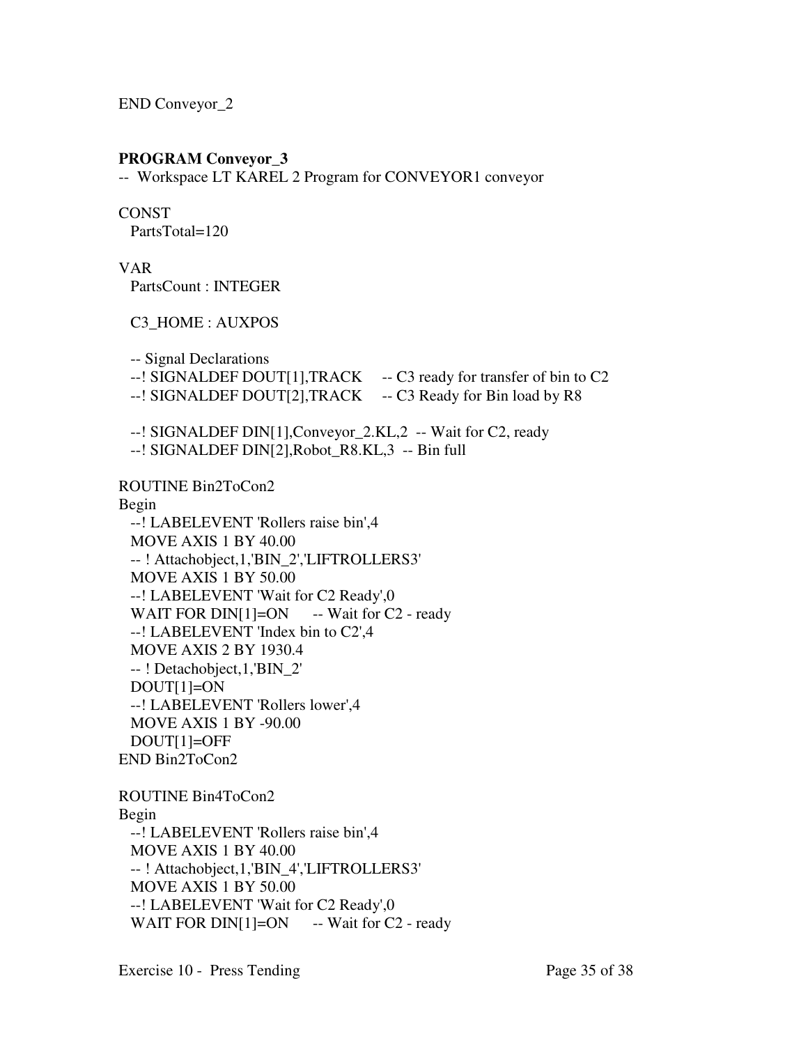```
END Conveyor_2
```

**PROGRAM Conveyor_3**

```
--  Workspace LT KAREL 2 Program for CONVEYOR1 conveyor

CONST
  PartsTotal=120

VAR
  PartsCount : INTEGER

  C3_HOME : AUXPOS

  -- Signal Declarations
  --! SIGNALDEF DOUT[1],TRACK     -- C3 ready for transfer of bin to C2
  --! SIGNALDEF DOUT[2],TRACK     -- C3 Ready for Bin load by R8

  --! SIGNALDEF DIN[1],Conveyor_2.KL,2  -- Wait for C2, ready
  --! SIGNALDEF DIN[2],Robot_R8.KL,3  -- Bin full

ROUTINE Bin2ToCon2
Begin
  --! LABELEVENT 'Rollers raise bin',4
  MOVE AXIS 1 BY 40.00
  -- ! Attachobject,1,'BIN_2','LIFTROLLERS3'
  MOVE AXIS 1 BY 50.00
  --! LABELEVENT 'Wait for C2 Ready',0
  WAIT FOR DIN[1]=ON      -- Wait for C2 - ready
  --! LABELEVENT 'Index bin to C2',4
  MOVE AXIS 2 BY 1930.4
  -- ! Detachobject,1,'BIN_2'
  DOUT[1]=ON
  --! LABELEVENT 'Rollers lower',4
  MOVE AXIS 1 BY -90.00
  DOUT[1]=OFF
END Bin2ToCon2

ROUTINE Bin4ToCon2
Begin
  --! LABELEVENT 'Rollers raise bin',4
  MOVE AXIS 1 BY 40.00
  -- ! Attachobject,1,'BIN_4','LIFTROLLERS3'
  MOVE AXIS 1 BY 50.00
  --! LABELEVENT 'Wait for C2 Ready',0
  WAIT FOR DIN[1]=ON      -- Wait for C2 - ready
```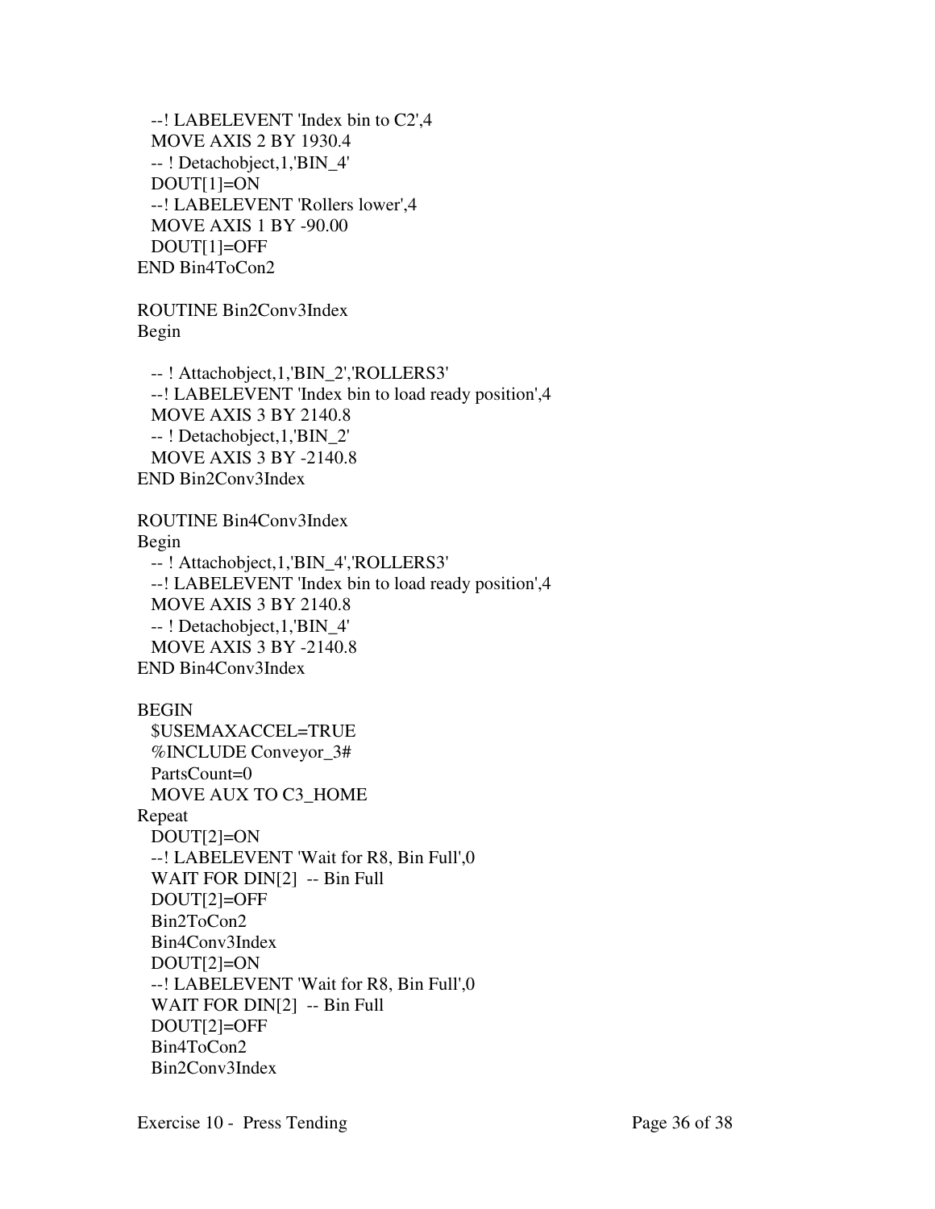```
  --! LABELEVENT 'Index bin to C2',4
  MOVE AXIS 2 BY 1930.4
  -- ! Detachobject,1,'BIN_4'
  DOUT[1]=ON
  --! LABELEVENT 'Rollers lower',4
  MOVE AXIS 1 BY -90.00
  DOUT[1]=OFF
END Bin4ToCon2

ROUTINE Bin2Conv3Index
Begin

  -- ! Attachobject,1,'BIN_2','ROLLERS3'
  --! LABELEVENT 'Index bin to load ready position',4
  MOVE AXIS 3 BY 2140.8
  -- ! Detachobject,1,'BIN_2'
  MOVE AXIS 3 BY -2140.8
END Bin2Conv3Index

ROUTINE Bin4Conv3Index
Begin
  -- ! Attachobject,1,'BIN_4','ROLLERS3'
  --! LABELEVENT 'Index bin to load ready position',4
  MOVE AXIS 3 BY 2140.8
  -- ! Detachobject,1,'BIN_4'
  MOVE AXIS 3 BY -2140.8
END Bin4Conv3Index

BEGIN
  $USEMAXACCEL=TRUE
  %INCLUDE Conveyor_3#
  PartsCount=0
  MOVE AUX TO C3_HOME
Repeat
  DOUT[2]=ON
  --! LABELEVENT 'Wait for R8, Bin Full',0
  WAIT FOR DIN[2]  -- Bin Full
  DOUT[2]=OFF
  Bin2ToCon2
  Bin4Conv3Index
  DOUT[2]=ON
  --! LABELEVENT 'Wait for R8, Bin Full',0
  WAIT FOR DIN[2]  -- Bin Full
  DOUT[2]=OFF
  Bin4ToCon2
  Bin2Conv3Index
```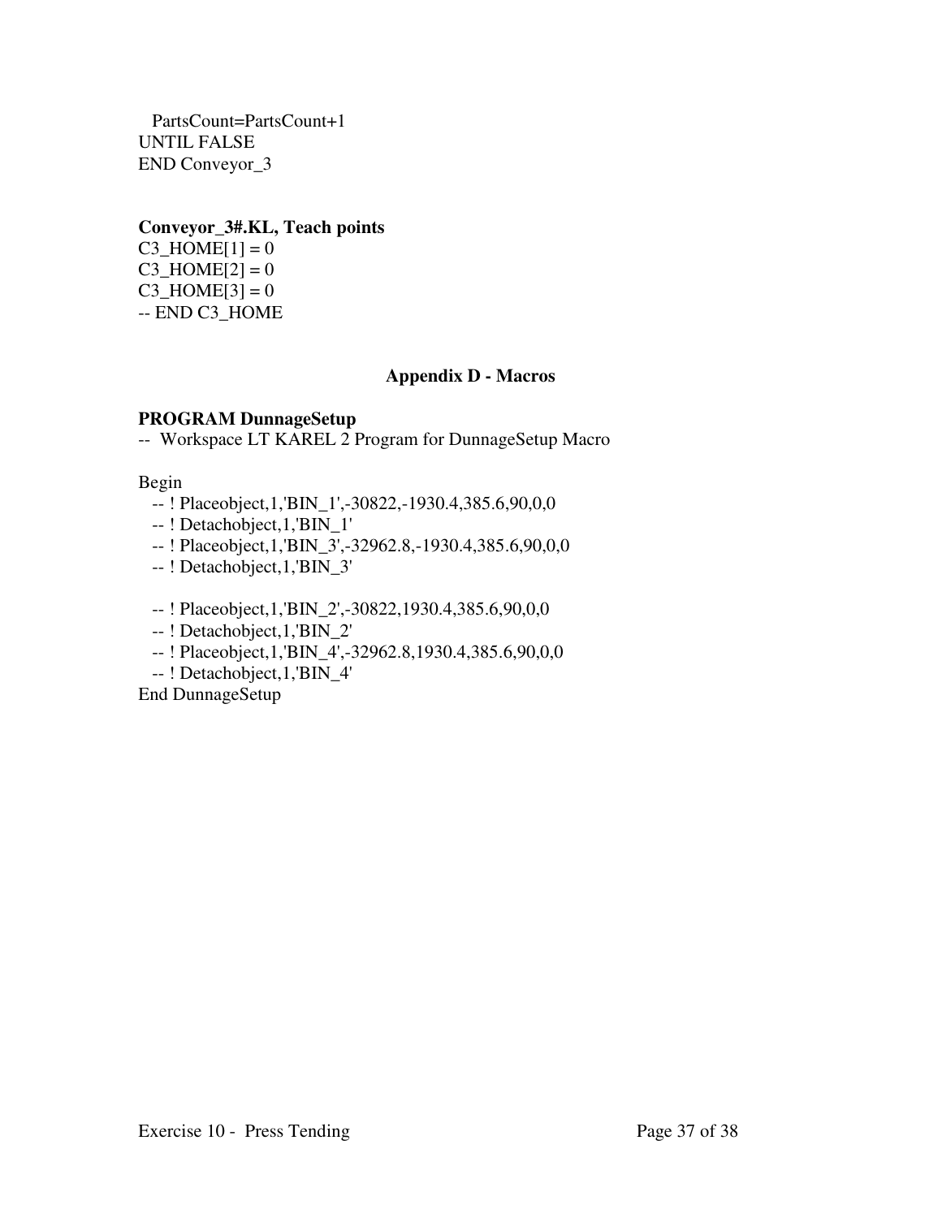```
   PartsCount=PartsCount+1
UNTIL FALSE
END Conveyor_3
```

**Conveyor_3#.KL, Teach points**

```
C3_HOME[1] = 0
C3_HOME[2] = 0
C3_HOME[3] = 0
-- END C3_HOME
```

## Appendix D - Macros

**PROGRAM DunnageSetup**

```
--  Workspace LT KAREL 2 Program for DunnageSetup Macro

Begin
   -- ! Placeobject,1,'BIN_1',-30822,-1930.4,385.6,90,0,0
   -- ! Detachobject,1,'BIN_1'
   -- ! Placeobject,1,'BIN_3',-32962.8,-1930.4,385.6,90,0,0
   -- ! Detachobject,1,'BIN_3'

   -- ! Placeobject,1,'BIN_2',-30822,1930.4,385.6,90,0,0
   -- ! Detachobject,1,'BIN_2'
   -- ! Placeobject,1,'BIN_4',-32962.8,1930.4,385.6,90,0,0
   -- ! Detachobject,1,'BIN_4'
End DunnageSetup
```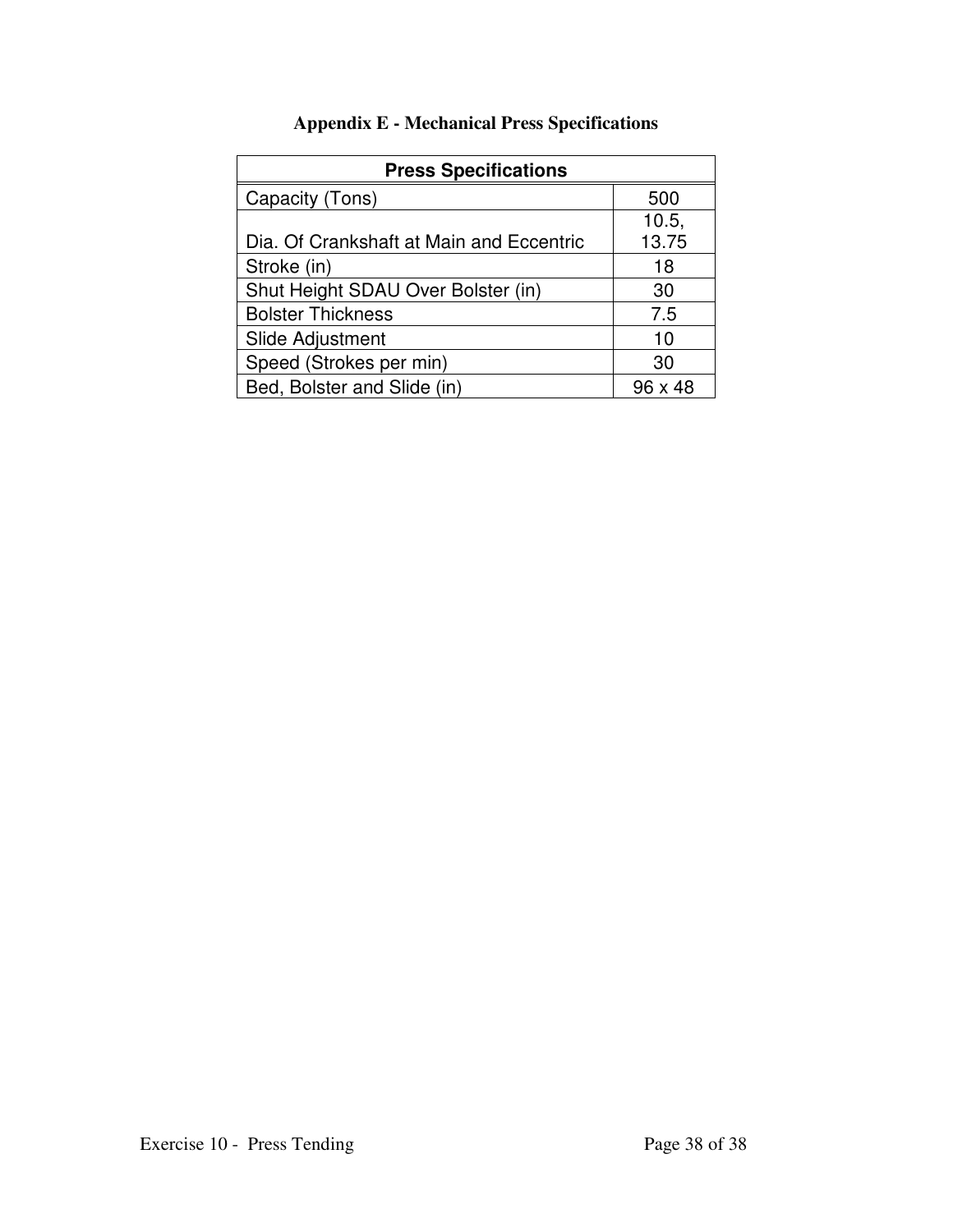## Appendix E - Mechanical Press Specifications

| Press Specifications | |
|---|---|
| Capacity (Tons) | 500 |
| Dia. Of Crankshaft at Main and Eccentric | 10.5, 13.75 |
| Stroke (in) | 18 |
| Shut Height SDAU Over Bolster (in) | 30 |
| Bolster Thickness | 7.5 |
| Slide Adjustment | 10 |
| Speed (Strokes per min) | 30 |
| Bed, Bolster and Slide (in) | 96 x 48 |